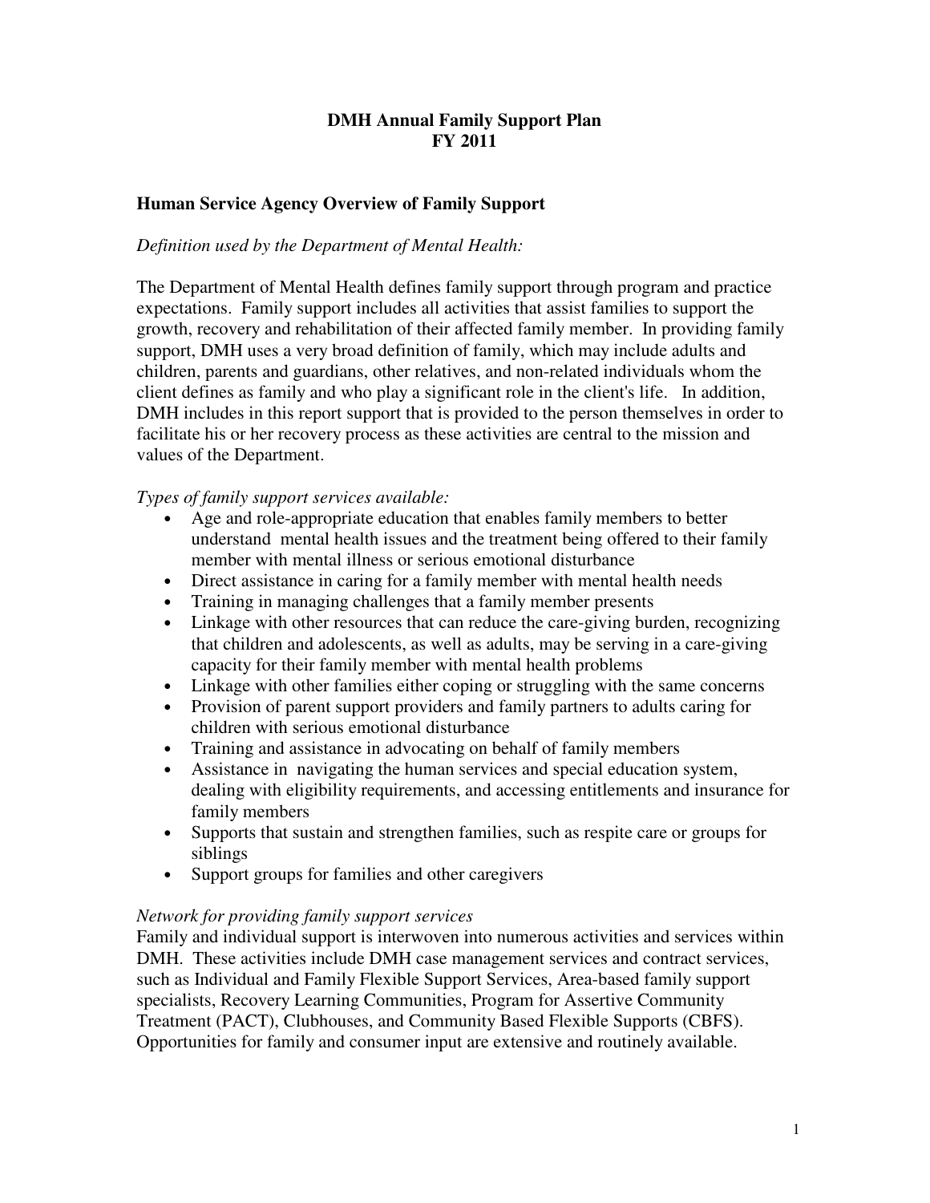# DMH Annual Family Support Plan
# FY 2011

## Human Service Agency Overview of Family Support

*Definition used by the Department of Mental Health:*

The Department of Mental Health defines family support through program and practice expectations. Family support includes all activities that assist families to support the growth, recovery and rehabilitation of their affected family member. In providing family support, DMH uses a very broad definition of family, which may include adults and children, parents and guardians, other relatives, and non-related individuals whom the client defines as family and who play a significant role in the client's life. In addition, DMH includes in this report support that is provided to the person themselves in order to facilitate his or her recovery process as these activities are central to the mission and values of the Department.

*Types of family support services available:*

- Age and role-appropriate education that enables family members to better understand mental health issues and the treatment being offered to their family member with mental illness or serious emotional disturbance
- Direct assistance in caring for a family member with mental health needs
- Training in managing challenges that a family member presents
- Linkage with other resources that can reduce the care-giving burden, recognizing that children and adolescents, as well as adults, may be serving in a care-giving capacity for their family member with mental health problems
- Linkage with other families either coping or struggling with the same concerns
- Provision of parent support providers and family partners to adults caring for children with serious emotional disturbance
- Training and assistance in advocating on behalf of family members
- Assistance in navigating the human services and special education system, dealing with eligibility requirements, and accessing entitlements and insurance for family members
- Supports that sustain and strengthen families, such as respite care or groups for siblings
- Support groups for families and other caregivers

*Network for providing family support services*

Family and individual support is interwoven into numerous activities and services within DMH. These activities include DMH case management services and contract services, such as Individual and Family Flexible Support Services, Area-based family support specialists, Recovery Learning Communities, Program for Assertive Community Treatment (PACT), Clubhouses, and Community Based Flexible Supports (CBFS). Opportunities for family and consumer input are extensive and routinely available.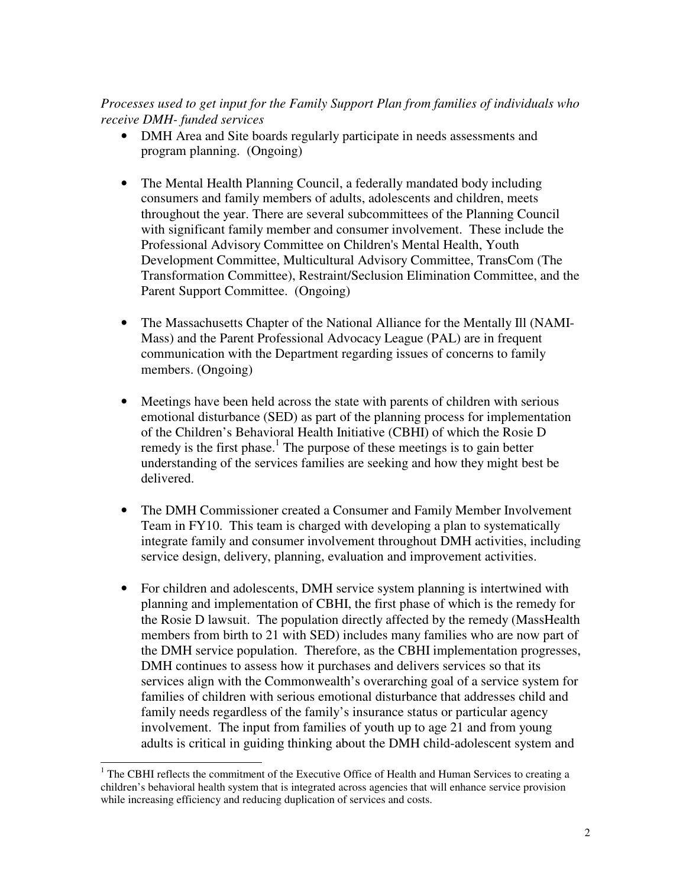*Processes used to get input for the Family Support Plan from families of individuals who receive DMH- funded services*

- DMH Area and Site boards regularly participate in needs assessments and program planning. (Ongoing)

- The Mental Health Planning Council, a federally mandated body including consumers and family members of adults, adolescents and children, meets throughout the year. There are several subcommittees of the Planning Council with significant family member and consumer involvement. These include the Professional Advisory Committee on Children's Mental Health, Youth Development Committee, Multicultural Advisory Committee, TransCom (The Transformation Committee), Restraint/Seclusion Elimination Committee, and the Parent Support Committee. (Ongoing)

- The Massachusetts Chapter of the National Alliance for the Mentally Ill (NAMI-Mass) and the Parent Professional Advocacy League (PAL) are in frequent communication with the Department regarding issues of concerns to family members. (Ongoing)

- Meetings have been held across the state with parents of children with serious emotional disturbance (SED) as part of the planning process for implementation of the Children's Behavioral Health Initiative (CBHI) of which the Rosie D remedy is the first phase.[1] The purpose of these meetings is to gain better understanding of the services families are seeking and how they might best be delivered.

- The DMH Commissioner created a Consumer and Family Member Involvement Team in FY10. This team is charged with developing a plan to systematically integrate family and consumer involvement throughout DMH activities, including service design, delivery, planning, evaluation and improvement activities.

- For children and adolescents, DMH service system planning is intertwined with planning and implementation of CBHI, the first phase of which is the remedy for the Rosie D lawsuit. The population directly affected by the remedy (MassHealth members from birth to 21 with SED) includes many families who are now part of the DMH service population. Therefore, as the CBHI implementation progresses, DMH continues to assess how it purchases and delivers services so that its services align with the Commonwealth's overarching goal of a service system for families of children with serious emotional disturbance that addresses child and family needs regardless of the family's insurance status or particular agency involvement. The input from families of youth up to age 21 and from young adults is critical in guiding thinking about the DMH child-adolescent system and

[1] The CBHI reflects the commitment of the Executive Office of Health and Human Services to creating a children's behavioral health system that is integrated across agencies that will enhance service provision while increasing efficiency and reducing duplication of services and costs.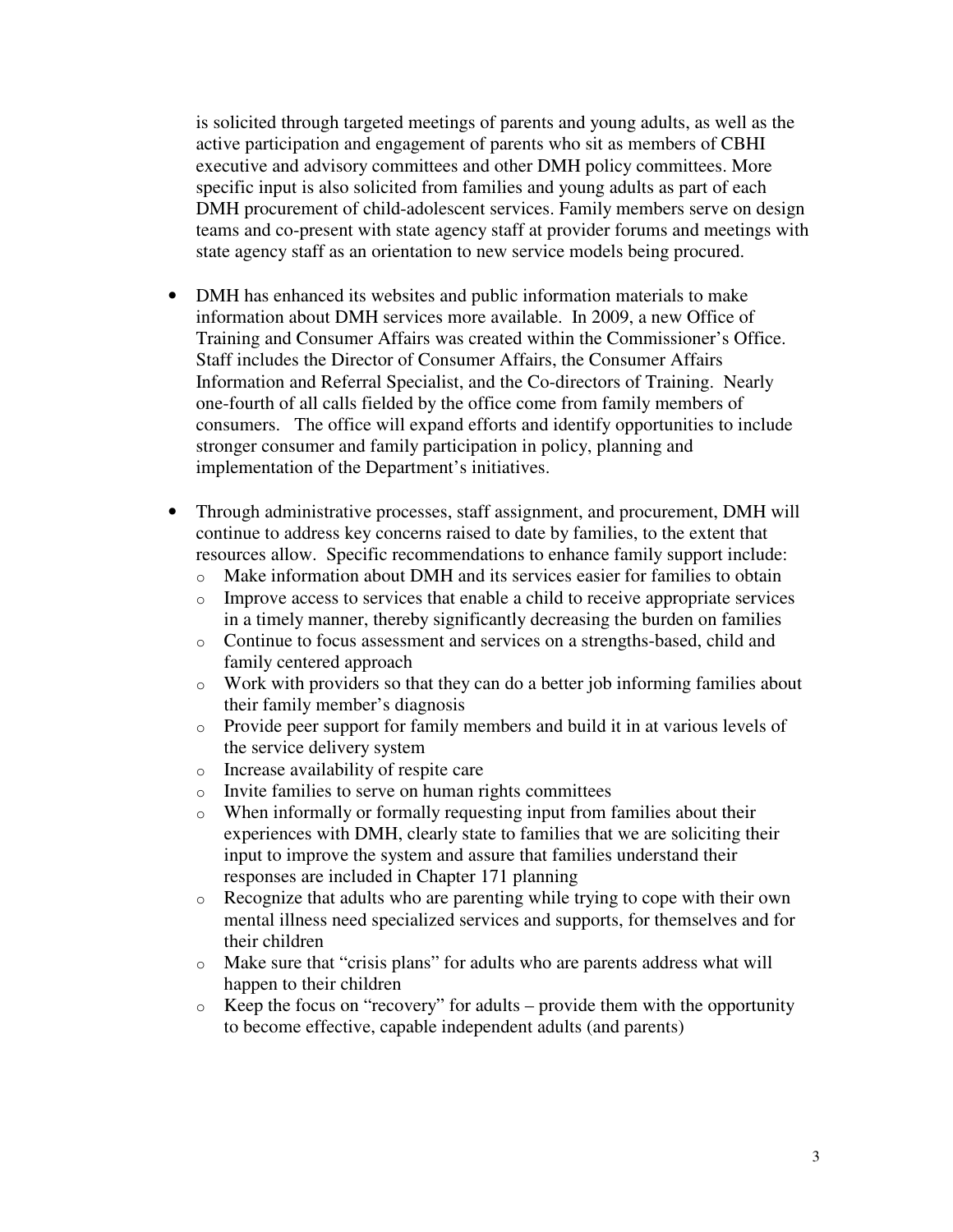is solicited through targeted meetings of parents and young adults, as well as the active participation and engagement of parents who sit as members of CBHI executive and advisory committees and other DMH policy committees. More specific input is also solicited from families and young adults as part of each DMH procurement of child-adolescent services. Family members serve on design teams and co-present with state agency staff at provider forums and meetings with state agency staff as an orientation to new service models being procured.

- DMH has enhanced its websites and public information materials to make information about DMH services more available. In 2009, a new Office of Training and Consumer Affairs was created within the Commissioner's Office. Staff includes the Director of Consumer Affairs, the Consumer Affairs Information and Referral Specialist, and the Co-directors of Training. Nearly one-fourth of all calls fielded by the office come from family members of consumers. The office will expand efforts and identify opportunities to include stronger consumer and family participation in policy, planning and implementation of the Department's initiatives.

- Through administrative processes, staff assignment, and procurement, DMH will continue to address key concerns raised to date by families, to the extent that resources allow. Specific recommendations to enhance family support include:
  - Make information about DMH and its services easier for families to obtain
  - Improve access to services that enable a child to receive appropriate services in a timely manner, thereby significantly decreasing the burden on families
  - Continue to focus assessment and services on a strengths-based, child and family centered approach
  - Work with providers so that they can do a better job informing families about their family member's diagnosis
  - Provide peer support for family members and build it in at various levels of the service delivery system
  - Increase availability of respite care
  - Invite families to serve on human rights committees
  - When informally or formally requesting input from families about their experiences with DMH, clearly state to families that we are soliciting their input to improve the system and assure that families understand their responses are included in Chapter 171 planning
  - Recognize that adults who are parenting while trying to cope with their own mental illness need specialized services and supports, for themselves and for their children
  - Make sure that "crisis plans" for adults who are parents address what will happen to their children
  - Keep the focus on "recovery" for adults – provide them with the opportunity to become effective, capable independent adults (and parents)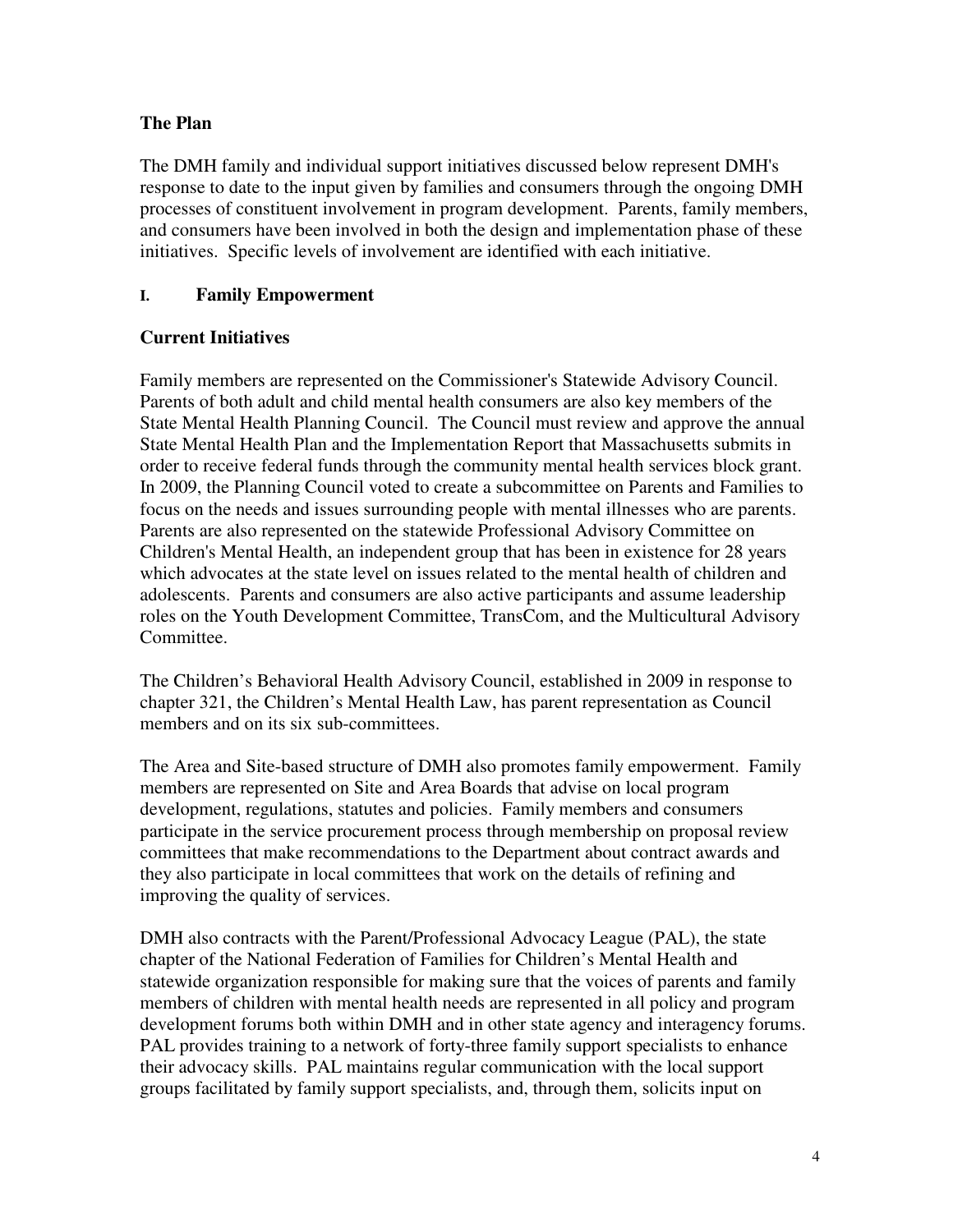## The Plan

The DMH family and individual support initiatives discussed below represent DMH's response to date to the input given by families and consumers through the ongoing DMH processes of constituent involvement in program development. Parents, family members, and consumers have been involved in both the design and implementation phase of these initiatives. Specific levels of involvement are identified with each initiative.

## I. Family Empowerment

### Current Initiatives

Family members are represented on the Commissioner's Statewide Advisory Council. Parents of both adult and child mental health consumers are also key members of the State Mental Health Planning Council. The Council must review and approve the annual State Mental Health Plan and the Implementation Report that Massachusetts submits in order to receive federal funds through the community mental health services block grant. In 2009, the Planning Council voted to create a subcommittee on Parents and Families to focus on the needs and issues surrounding people with mental illnesses who are parents. Parents are also represented on the statewide Professional Advisory Committee on Children's Mental Health, an independent group that has been in existence for 28 years which advocates at the state level on issues related to the mental health of children and adolescents. Parents and consumers are also active participants and assume leadership roles on the Youth Development Committee, TransCom, and the Multicultural Advisory Committee.

The Children's Behavioral Health Advisory Council, established in 2009 in response to chapter 321, the Children's Mental Health Law, has parent representation as Council members and on its six sub-committees.

The Area and Site-based structure of DMH also promotes family empowerment. Family members are represented on Site and Area Boards that advise on local program development, regulations, statutes and policies. Family members and consumers participate in the service procurement process through membership on proposal review committees that make recommendations to the Department about contract awards and they also participate in local committees that work on the details of refining and improving the quality of services.

DMH also contracts with the Parent/Professional Advocacy League (PAL), the state chapter of the National Federation of Families for Children's Mental Health and statewide organization responsible for making sure that the voices of parents and family members of children with mental health needs are represented in all policy and program development forums both within DMH and in other state agency and interagency forums. PAL provides training to a network of forty-three family support specialists to enhance their advocacy skills. PAL maintains regular communication with the local support groups facilitated by family support specialists, and, through them, solicits input on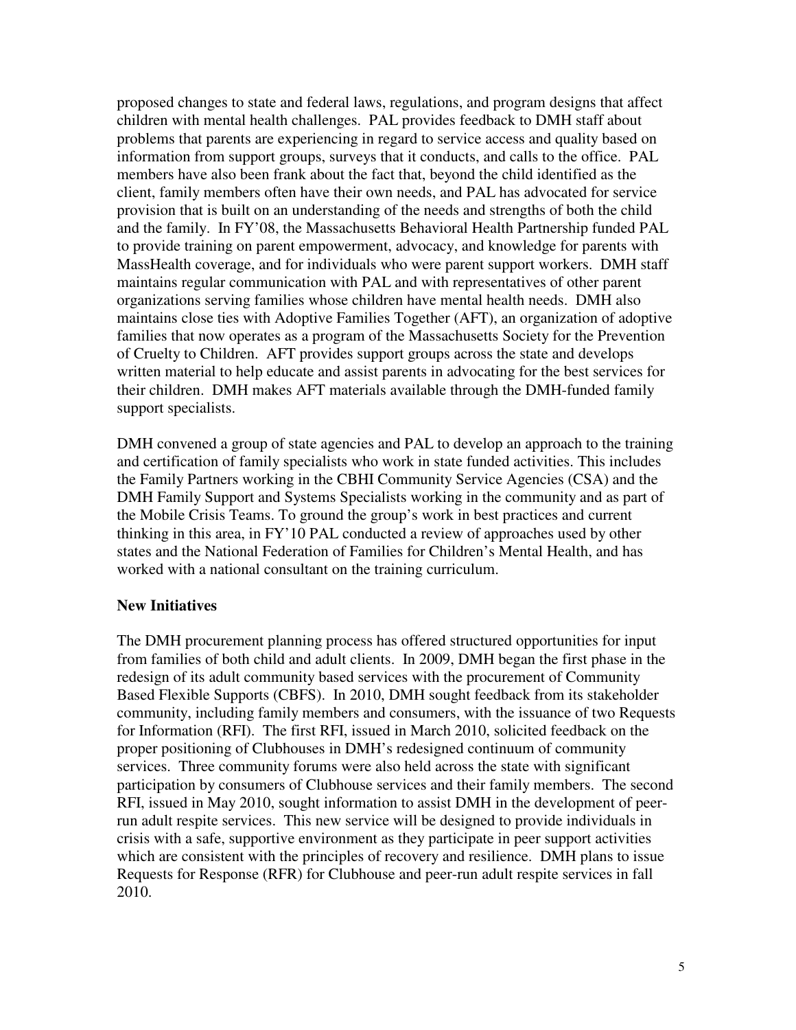proposed changes to state and federal laws, regulations, and program designs that affect children with mental health challenges. PAL provides feedback to DMH staff about problems that parents are experiencing in regard to service access and quality based on information from support groups, surveys that it conducts, and calls to the office. PAL members have also been frank about the fact that, beyond the child identified as the client, family members often have their own needs, and PAL has advocated for service provision that is built on an understanding of the needs and strengths of both the child and the family. In FY'08, the Massachusetts Behavioral Health Partnership funded PAL to provide training on parent empowerment, advocacy, and knowledge for parents with MassHealth coverage, and for individuals who were parent support workers. DMH staff maintains regular communication with PAL and with representatives of other parent organizations serving families whose children have mental health needs. DMH also maintains close ties with Adoptive Families Together (AFT), an organization of adoptive families that now operates as a program of the Massachusetts Society for the Prevention of Cruelty to Children. AFT provides support groups across the state and develops written material to help educate and assist parents in advocating for the best services for their children. DMH makes AFT materials available through the DMH-funded family support specialists.

DMH convened a group of state agencies and PAL to develop an approach to the training and certification of family specialists who work in state funded activities. This includes the Family Partners working in the CBHI Community Service Agencies (CSA) and the DMH Family Support and Systems Specialists working in the community and as part of the Mobile Crisis Teams. To ground the group's work in best practices and current thinking in this area, in FY'10 PAL conducted a review of approaches used by other states and the National Federation of Families for Children's Mental Health, and has worked with a national consultant on the training curriculum.

**New Initiatives**

The DMH procurement planning process has offered structured opportunities for input from families of both child and adult clients. In 2009, DMH began the first phase in the redesign of its adult community based services with the procurement of Community Based Flexible Supports (CBFS). In 2010, DMH sought feedback from its stakeholder community, including family members and consumers, with the issuance of two Requests for Information (RFI). The first RFI, issued in March 2010, solicited feedback on the proper positioning of Clubhouses in DMH's redesigned continuum of community services. Three community forums were also held across the state with significant participation by consumers of Clubhouse services and their family members. The second RFI, issued in May 2010, sought information to assist DMH in the development of peer-run adult respite services. This new service will be designed to provide individuals in crisis with a safe, supportive environment as they participate in peer support activities which are consistent with the principles of recovery and resilience. DMH plans to issue Requests for Response (RFR) for Clubhouse and peer-run adult respite services in fall 2010.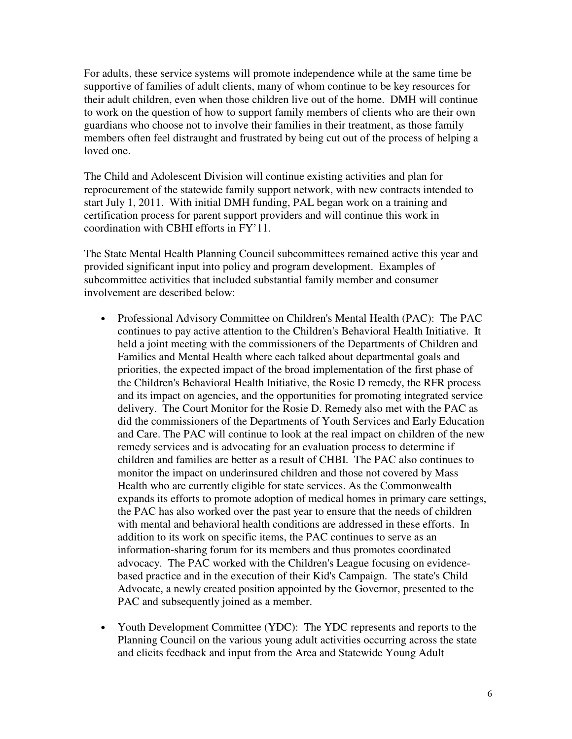For adults, these service systems will promote independence while at the same time be supportive of families of adult clients, many of whom continue to be key resources for their adult children, even when those children live out of the home. DMH will continue to work on the question of how to support family members of clients who are their own guardians who choose not to involve their families in their treatment, as those family members often feel distraught and frustrated by being cut out of the process of helping a loved one.

The Child and Adolescent Division will continue existing activities and plan for reprocurement of the statewide family support network, with new contracts intended to start July 1, 2011. With initial DMH funding, PAL began work on a training and certification process for parent support providers and will continue this work in coordination with CBHI efforts in FY'11.

The State Mental Health Planning Council subcommittees remained active this year and provided significant input into policy and program development. Examples of subcommittee activities that included substantial family member and consumer involvement are described below:

- Professional Advisory Committee on Children's Mental Health (PAC): The PAC continues to pay active attention to the Children's Behavioral Health Initiative. It held a joint meeting with the commissioners of the Departments of Children and Families and Mental Health where each talked about departmental goals and priorities, the expected impact of the broad implementation of the first phase of the Children's Behavioral Health Initiative, the Rosie D remedy, the RFR process and its impact on agencies, and the opportunities for promoting integrated service delivery. The Court Monitor for the Rosie D. Remedy also met with the PAC as did the commissioners of the Departments of Youth Services and Early Education and Care. The PAC will continue to look at the real impact on children of the new remedy services and is advocating for an evaluation process to determine if children and families are better as a result of CHBI. The PAC also continues to monitor the impact on underinsured children and those not covered by Mass Health who are currently eligible for state services. As the Commonwealth expands its efforts to promote adoption of medical homes in primary care settings, the PAC has also worked over the past year to ensure that the needs of children with mental and behavioral health conditions are addressed in these efforts. In addition to its work on specific items, the PAC continues to serve as an information-sharing forum for its members and thus promotes coordinated advocacy. The PAC worked with the Children's League focusing on evidence-based practice and in the execution of their Kid's Campaign. The state's Child Advocate, a newly created position appointed by the Governor, presented to the PAC and subsequently joined as a member.

- Youth Development Committee (YDC): The YDC represents and reports to the Planning Council on the various young adult activities occurring across the state and elicits feedback and input from the Area and Statewide Young Adult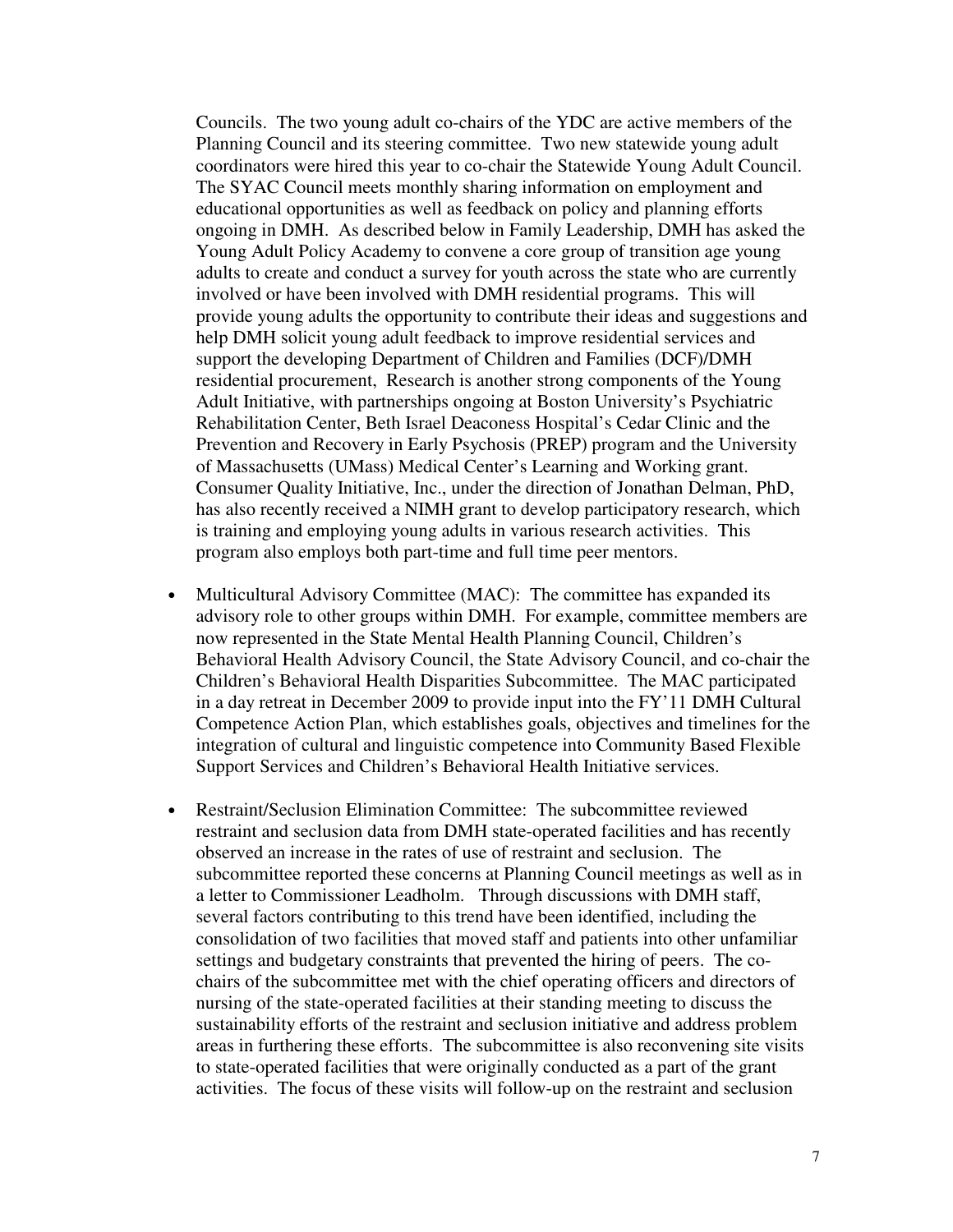Councils. The two young adult co-chairs of the YDC are active members of the Planning Council and its steering committee. Two new statewide young adult coordinators were hired this year to co-chair the Statewide Young Adult Council. The SYAC Council meets monthly sharing information on employment and educational opportunities as well as feedback on policy and planning efforts ongoing in DMH. As described below in Family Leadership, DMH has asked the Young Adult Policy Academy to convene a core group of transition age young adults to create and conduct a survey for youth across the state who are currently involved or have been involved with DMH residential programs. This will provide young adults the opportunity to contribute their ideas and suggestions and help DMH solicit young adult feedback to improve residential services and support the developing Department of Children and Families (DCF)/DMH residential procurement, Research is another strong components of the Young Adult Initiative, with partnerships ongoing at Boston University's Psychiatric Rehabilitation Center, Beth Israel Deaconess Hospital's Cedar Clinic and the Prevention and Recovery in Early Psychosis (PREP) program and the University of Massachusetts (UMass) Medical Center's Learning and Working grant. Consumer Quality Initiative, Inc., under the direction of Jonathan Delman, PhD, has also recently received a NIMH grant to develop participatory research, which is training and employing young adults in various research activities. This program also employs both part-time and full time peer mentors.

- Multicultural Advisory Committee (MAC): The committee has expanded its advisory role to other groups within DMH. For example, committee members are now represented in the State Mental Health Planning Council, Children's Behavioral Health Advisory Council, the State Advisory Council, and co-chair the Children's Behavioral Health Disparities Subcommittee. The MAC participated in a day retreat in December 2009 to provide input into the FY'11 DMH Cultural Competence Action Plan, which establishes goals, objectives and timelines for the integration of cultural and linguistic competence into Community Based Flexible Support Services and Children's Behavioral Health Initiative services.

- Restraint/Seclusion Elimination Committee: The subcommittee reviewed restraint and seclusion data from DMH state-operated facilities and has recently observed an increase in the rates of use of restraint and seclusion. The subcommittee reported these concerns at Planning Council meetings as well as in a letter to Commissioner Leadholm. Through discussions with DMH staff, several factors contributing to this trend have been identified, including the consolidation of two facilities that moved staff and patients into other unfamiliar settings and budgetary constraints that prevented the hiring of peers. The co-chairs of the subcommittee met with the chief operating officers and directors of nursing of the state-operated facilities at their standing meeting to discuss the sustainability efforts of the restraint and seclusion initiative and address problem areas in furthering these efforts. The subcommittee is also reconvening site visits to state-operated facilities that were originally conducted as a part of the grant activities. The focus of these visits will follow-up on the restraint and seclusion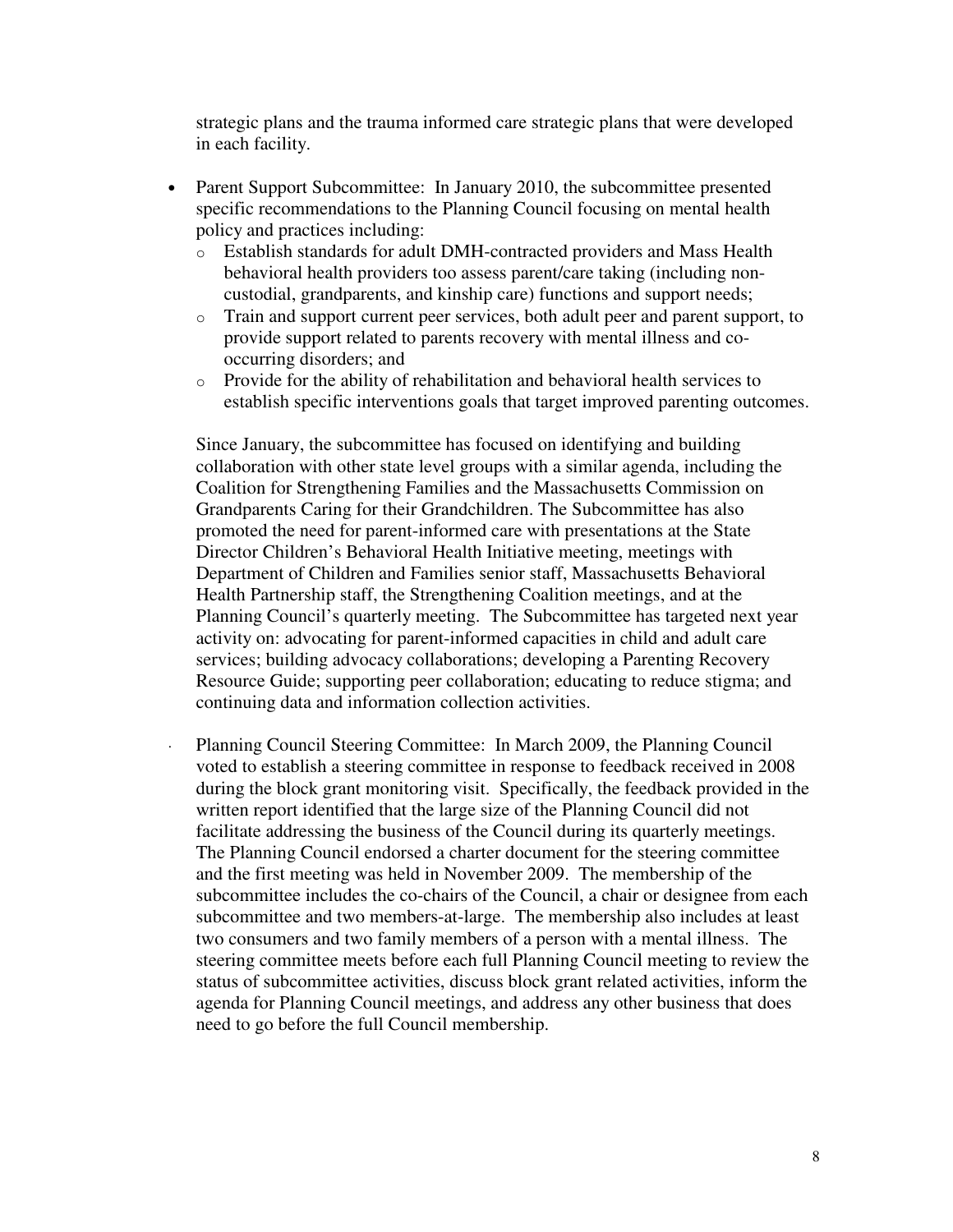strategic plans and the trauma informed care strategic plans that were developed in each facility.

- Parent Support Subcommittee: In January 2010, the subcommittee presented specific recommendations to the Planning Council focusing on mental health policy and practices including:
  - Establish standards for adult DMH-contracted providers and Mass Health behavioral health providers too assess parent/care taking (including non-custodial, grandparents, and kinship care) functions and support needs;
  - Train and support current peer services, both adult peer and parent support, to provide support related to parents recovery with mental illness and co-occurring disorders; and
  - Provide for the ability of rehabilitation and behavioral health services to establish specific interventions goals that target improved parenting outcomes.

  Since January, the subcommittee has focused on identifying and building collaboration with other state level groups with a similar agenda, including the Coalition for Strengthening Families and the Massachusetts Commission on Grandparents Caring for their Grandchildren. The Subcommittee has also promoted the need for parent-informed care with presentations at the State Director Children's Behavioral Health Initiative meeting, meetings with Department of Children and Families senior staff, Massachusetts Behavioral Health Partnership staff, the Strengthening Coalition meetings, and at the Planning Council's quarterly meeting. The Subcommittee has targeted next year activity on: advocating for parent-informed capacities in child and adult care services; building advocacy collaborations; developing a Parenting Recovery Resource Guide; supporting peer collaboration; educating to reduce stigma; and continuing data and information collection activities.

- Planning Council Steering Committee: In March 2009, the Planning Council voted to establish a steering committee in response to feedback received in 2008 during the block grant monitoring visit. Specifically, the feedback provided in the written report identified that the large size of the Planning Council did not facilitate addressing the business of the Council during its quarterly meetings. The Planning Council endorsed a charter document for the steering committee and the first meeting was held in November 2009. The membership of the subcommittee includes the co-chairs of the Council, a chair or designee from each subcommittee and two members-at-large. The membership also includes at least two consumers and two family members of a person with a mental illness. The steering committee meets before each full Planning Council meeting to review the status of subcommittee activities, discuss block grant related activities, inform the agenda for Planning Council meetings, and address any other business that does need to go before the full Council membership.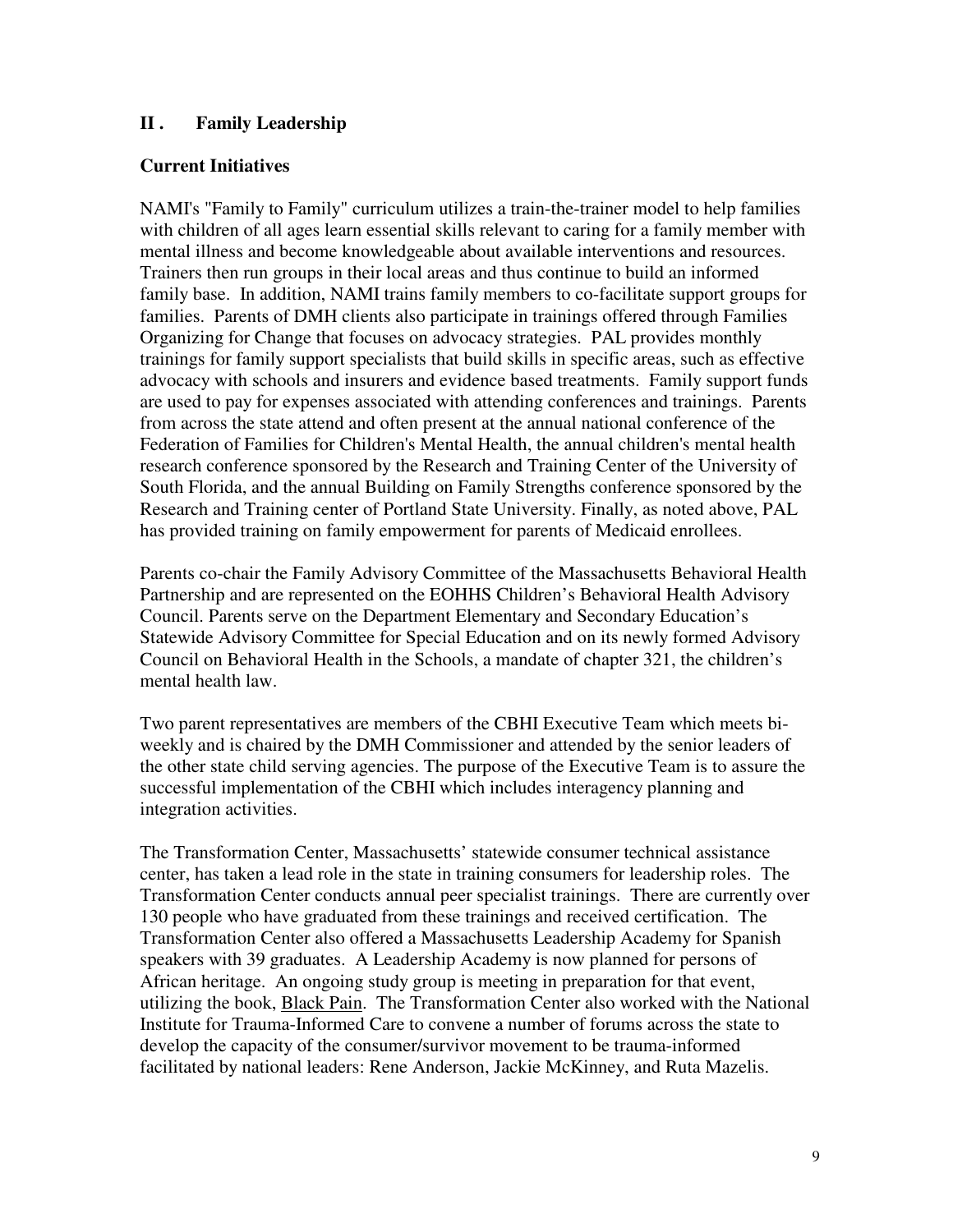## II . Family Leadership

### Current Initiatives

NAMI's "Family to Family" curriculum utilizes a train-the-trainer model to help families with children of all ages learn essential skills relevant to caring for a family member with mental illness and become knowledgeable about available interventions and resources. Trainers then run groups in their local areas and thus continue to build an informed family base. In addition, NAMI trains family members to co-facilitate support groups for families. Parents of DMH clients also participate in trainings offered through Families Organizing for Change that focuses on advocacy strategies. PAL provides monthly trainings for family support specialists that build skills in specific areas, such as effective advocacy with schools and insurers and evidence based treatments. Family support funds are used to pay for expenses associated with attending conferences and trainings. Parents from across the state attend and often present at the annual national conference of the Federation of Families for Children's Mental Health, the annual children's mental health research conference sponsored by the Research and Training Center of the University of South Florida, and the annual Building on Family Strengths conference sponsored by the Research and Training center of Portland State University. Finally, as noted above, PAL has provided training on family empowerment for parents of Medicaid enrollees.

Parents co-chair the Family Advisory Committee of the Massachusetts Behavioral Health Partnership and are represented on the EOHHS Children's Behavioral Health Advisory Council. Parents serve on the Department Elementary and Secondary Education's Statewide Advisory Committee for Special Education and on its newly formed Advisory Council on Behavioral Health in the Schools, a mandate of chapter 321, the children's mental health law.

Two parent representatives are members of the CBHI Executive Team which meets bi-weekly and is chaired by the DMH Commissioner and attended by the senior leaders of the other state child serving agencies. The purpose of the Executive Team is to assure the successful implementation of the CBHI which includes interagency planning and integration activities.

The Transformation Center, Massachusetts' statewide consumer technical assistance center, has taken a lead role in the state in training consumers for leadership roles. The Transformation Center conducts annual peer specialist trainings. There are currently over 130 people who have graduated from these trainings and received certification. The Transformation Center also offered a Massachusetts Leadership Academy for Spanish speakers with 39 graduates. A Leadership Academy is now planned for persons of African heritage. An ongoing study group is meeting in preparation for that event, utilizing the book, Black Pain. The Transformation Center also worked with the National Institute for Trauma-Informed Care to convene a number of forums across the state to develop the capacity of the consumer/survivor movement to be trauma-informed facilitated by national leaders: Rene Anderson, Jackie McKinney, and Ruta Mazelis.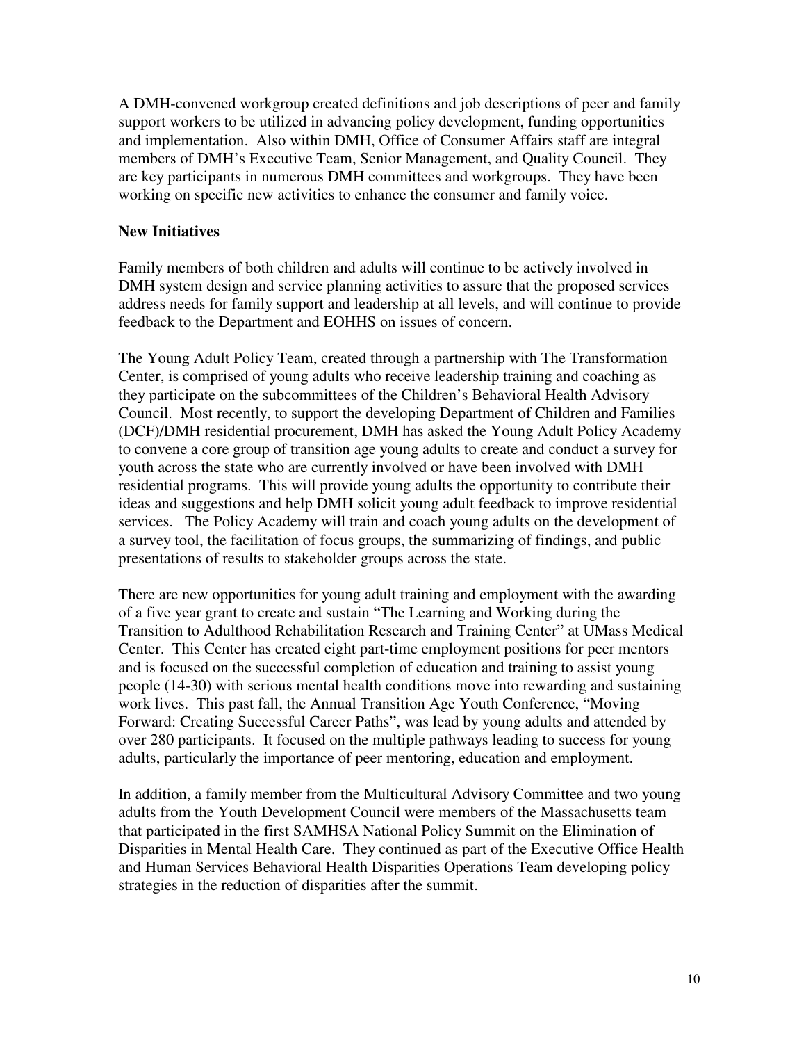A DMH-convened workgroup created definitions and job descriptions of peer and family support workers to be utilized in advancing policy development, funding opportunities and implementation. Also within DMH, Office of Consumer Affairs staff are integral members of DMH's Executive Team, Senior Management, and Quality Council. They are key participants in numerous DMH committees and workgroups. They have been working on specific new activities to enhance the consumer and family voice.

**New Initiatives**

Family members of both children and adults will continue to be actively involved in DMH system design and service planning activities to assure that the proposed services address needs for family support and leadership at all levels, and will continue to provide feedback to the Department and EOHHS on issues of concern.

The Young Adult Policy Team, created through a partnership with The Transformation Center, is comprised of young adults who receive leadership training and coaching as they participate on the subcommittees of the Children's Behavioral Health Advisory Council. Most recently, to support the developing Department of Children and Families (DCF)/DMH residential procurement, DMH has asked the Young Adult Policy Academy to convene a core group of transition age young adults to create and conduct a survey for youth across the state who are currently involved or have been involved with DMH residential programs. This will provide young adults the opportunity to contribute their ideas and suggestions and help DMH solicit young adult feedback to improve residential services. The Policy Academy will train and coach young adults on the development of a survey tool, the facilitation of focus groups, the summarizing of findings, and public presentations of results to stakeholder groups across the state.

There are new opportunities for young adult training and employment with the awarding of a five year grant to create and sustain "The Learning and Working during the Transition to Adulthood Rehabilitation Research and Training Center" at UMass Medical Center. This Center has created eight part-time employment positions for peer mentors and is focused on the successful completion of education and training to assist young people (14-30) with serious mental health conditions move into rewarding and sustaining work lives. This past fall, the Annual Transition Age Youth Conference, "Moving Forward: Creating Successful Career Paths", was lead by young adults and attended by over 280 participants. It focused on the multiple pathways leading to success for young adults, particularly the importance of peer mentoring, education and employment.

In addition, a family member from the Multicultural Advisory Committee and two young adults from the Youth Development Council were members of the Massachusetts team that participated in the first SAMHSA National Policy Summit on the Elimination of Disparities in Mental Health Care. They continued as part of the Executive Office Health and Human Services Behavioral Health Disparities Operations Team developing policy strategies in the reduction of disparities after the summit.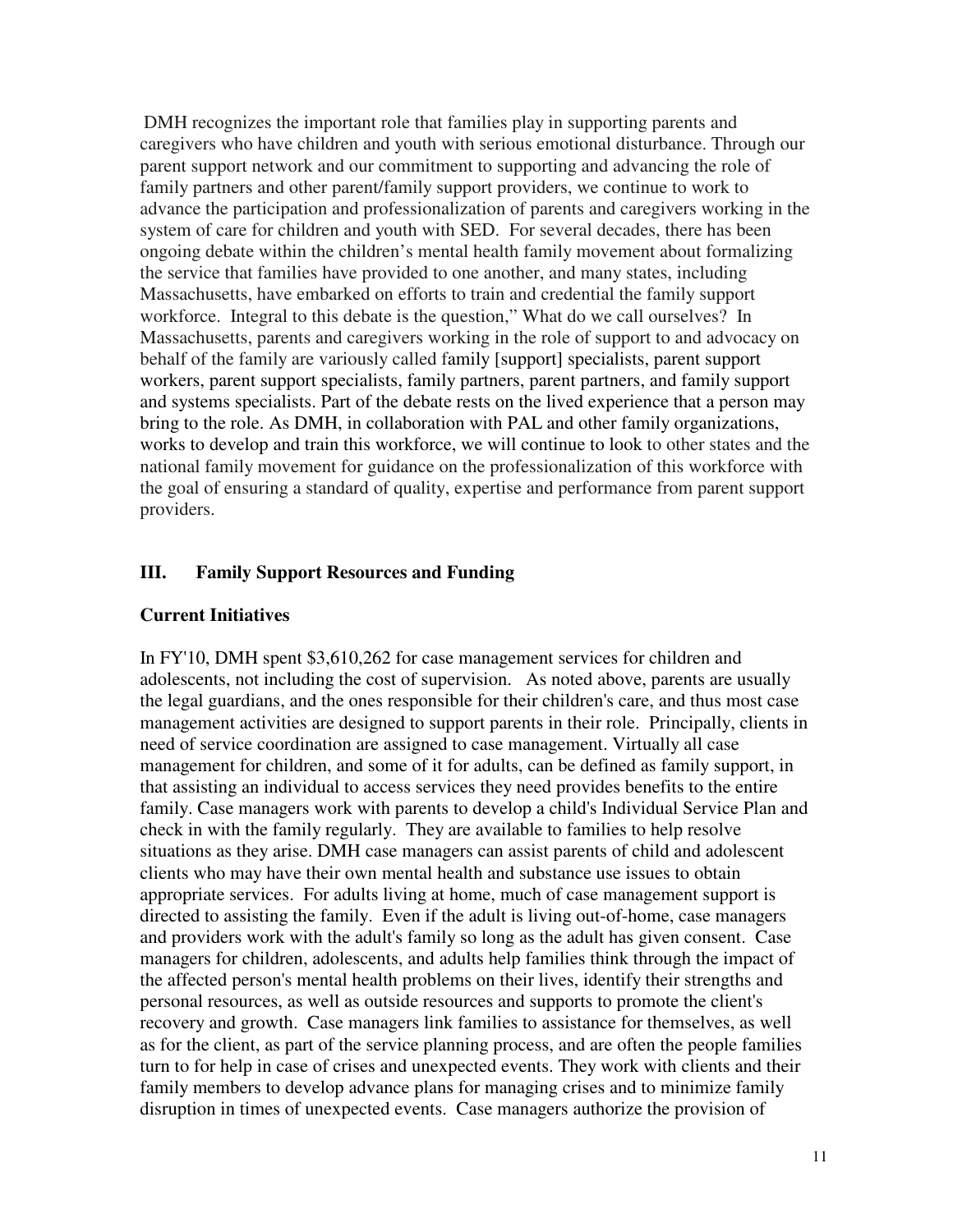DMH recognizes the important role that families play in supporting parents and caregivers who have children and youth with serious emotional disturbance. Through our parent support network and our commitment to supporting and advancing the role of family partners and other parent/family support providers, we continue to work to advance the participation and professionalization of parents and caregivers working in the system of care for children and youth with SED. For several decades, there has been ongoing debate within the children's mental health family movement about formalizing the service that families have provided to one another, and many states, including Massachusetts, have embarked on efforts to train and credential the family support workforce. Integral to this debate is the question," What do we call ourselves? In Massachusetts, parents and caregivers working in the role of support to and advocacy on behalf of the family are variously called family [support] specialists, parent support workers, parent support specialists, family partners, parent partners, and family support and systems specialists. Part of the debate rests on the lived experience that a person may bring to the role. As DMH, in collaboration with PAL and other family organizations, works to develop and train this workforce, we will continue to look to other states and the national family movement for guidance on the professionalization of this workforce with the goal of ensuring a standard of quality, expertise and performance from parent support providers.

## III. Family Support Resources and Funding

### Current Initiatives

In FY'10, DMH spent $3,610,262 for case management services for children and adolescents, not including the cost of supervision. As noted above, parents are usually the legal guardians, and the ones responsible for their children's care, and thus most case management activities are designed to support parents in their role. Principally, clients in need of service coordination are assigned to case management. Virtually all case management for children, and some of it for adults, can be defined as family support, in that assisting an individual to access services they need provides benefits to the entire family. Case managers work with parents to develop a child's Individual Service Plan and check in with the family regularly. They are available to families to help resolve situations as they arise. DMH case managers can assist parents of child and adolescent clients who may have their own mental health and substance use issues to obtain appropriate services. For adults living at home, much of case management support is directed to assisting the family. Even if the adult is living out-of-home, case managers and providers work with the adult's family so long as the adult has given consent. Case managers for children, adolescents, and adults help families think through the impact of the affected person's mental health problems on their lives, identify their strengths and personal resources, as well as outside resources and supports to promote the client's recovery and growth. Case managers link families to assistance for themselves, as well as for the client, as part of the service planning process, and are often the people families turn to for help in case of crises and unexpected events. They work with clients and their family members to develop advance plans for managing crises and to minimize family disruption in times of unexpected events. Case managers authorize the provision of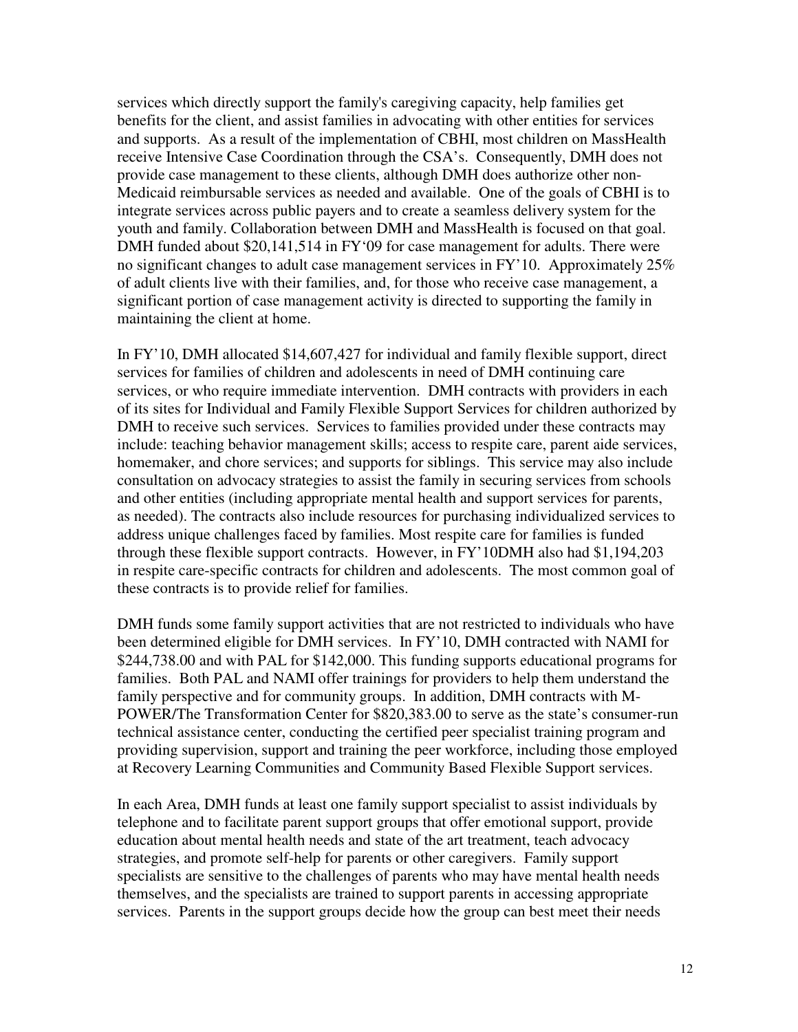services which directly support the family's caregiving capacity, help families get benefits for the client, and assist families in advocating with other entities for services and supports. As a result of the implementation of CBHI, most children on MassHealth receive Intensive Case Coordination through the CSA's. Consequently, DMH does not provide case management to these clients, although DMH does authorize other non-Medicaid reimbursable services as needed and available. One of the goals of CBHI is to integrate services across public payers and to create a seamless delivery system for the youth and family. Collaboration between DMH and MassHealth is focused on that goal. DMH funded about $20,141,514 in FY'09 for case management for adults. There were no significant changes to adult case management services in FY'10. Approximately 25% of adult clients live with their families, and, for those who receive case management, a significant portion of case management activity is directed to supporting the family in maintaining the client at home.

In FY'10, DMH allocated $14,607,427 for individual and family flexible support, direct services for families of children and adolescents in need of DMH continuing care services, or who require immediate intervention. DMH contracts with providers in each of its sites for Individual and Family Flexible Support Services for children authorized by DMH to receive such services. Services to families provided under these contracts may include: teaching behavior management skills; access to respite care, parent aide services, homemaker, and chore services; and supports for siblings. This service may also include consultation on advocacy strategies to assist the family in securing services from schools and other entities (including appropriate mental health and support services for parents, as needed). The contracts also include resources for purchasing individualized services to address unique challenges faced by families. Most respite care for families is funded through these flexible support contracts. However, in FY'10DMH also had $1,194,203 in respite care-specific contracts for children and adolescents. The most common goal of these contracts is to provide relief for families.

DMH funds some family support activities that are not restricted to individuals who have been determined eligible for DMH services. In FY'10, DMH contracted with NAMI for $244,738.00 and with PAL for $142,000. This funding supports educational programs for families. Both PAL and NAMI offer trainings for providers to help them understand the family perspective and for community groups. In addition, DMH contracts with M-POWER/The Transformation Center for $820,383.00 to serve as the state's consumer-run technical assistance center, conducting the certified peer specialist training program and providing supervision, support and training the peer workforce, including those employed at Recovery Learning Communities and Community Based Flexible Support services.

In each Area, DMH funds at least one family support specialist to assist individuals by telephone and to facilitate parent support groups that offer emotional support, provide education about mental health needs and state of the art treatment, teach advocacy strategies, and promote self-help for parents or other caregivers. Family support specialists are sensitive to the challenges of parents who may have mental health needs themselves, and the specialists are trained to support parents in accessing appropriate services. Parents in the support groups decide how the group can best meet their needs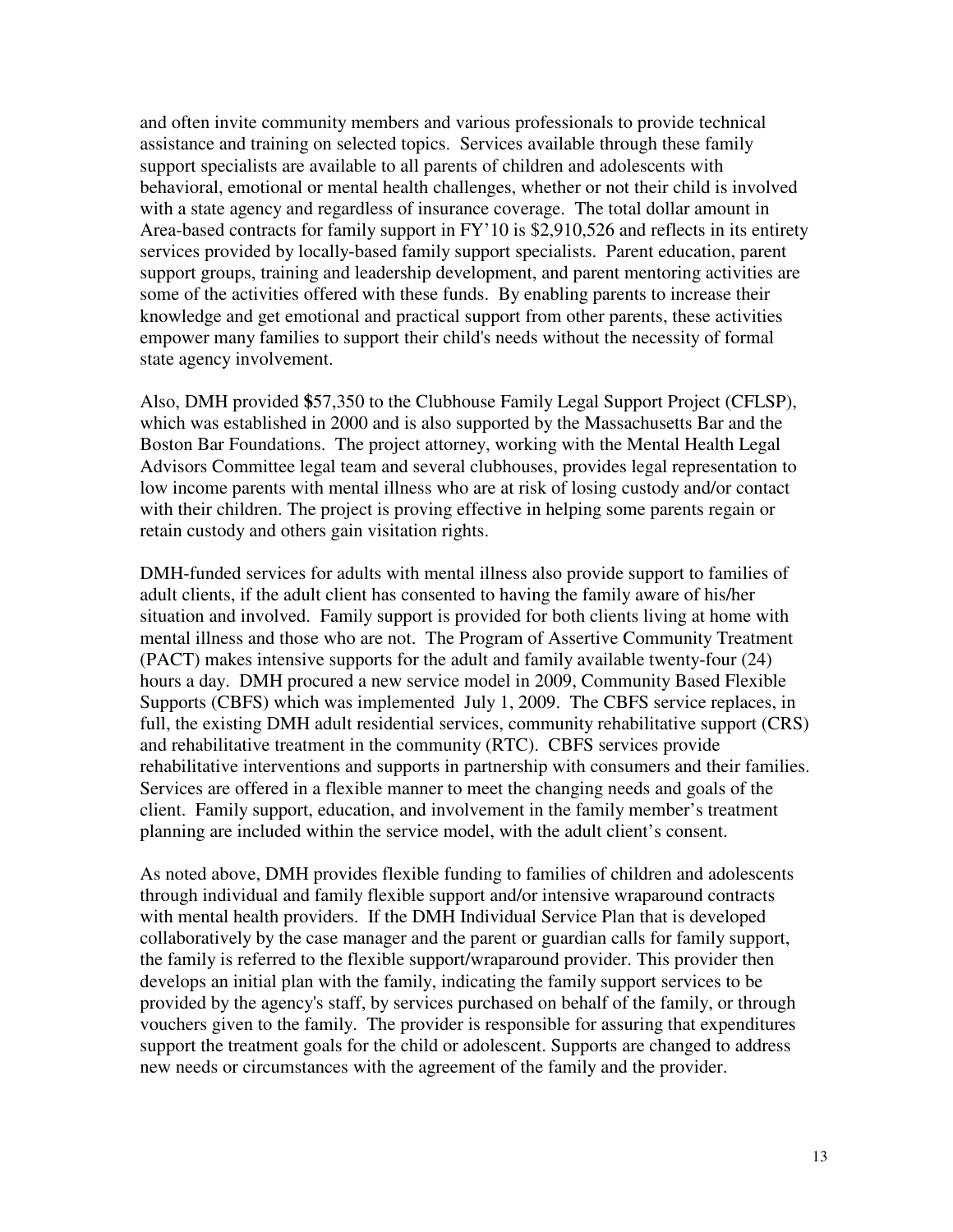and often invite community members and various professionals to provide technical assistance and training on selected topics. Services available through these family support specialists are available to all parents of children and adolescents with behavioral, emotional or mental health challenges, whether or not their child is involved with a state agency and regardless of insurance coverage. The total dollar amount in Area-based contracts for family support in FY'10 is $2,910,526 and reflects in its entirety services provided by locally-based family support specialists. Parent education, parent support groups, training and leadership development, and parent mentoring activities are some of the activities offered with these funds. By enabling parents to increase their knowledge and get emotional and practical support from other parents, these activities empower many families to support their child's needs without the necessity of formal state agency involvement.

Also, DMH provided $57,350 to the Clubhouse Family Legal Support Project (CFLSP), which was established in 2000 and is also supported by the Massachusetts Bar and the Boston Bar Foundations. The project attorney, working with the Mental Health Legal Advisors Committee legal team and several clubhouses, provides legal representation to low income parents with mental illness who are at risk of losing custody and/or contact with their children. The project is proving effective in helping some parents regain or retain custody and others gain visitation rights.

DMH-funded services for adults with mental illness also provide support to families of adult clients, if the adult client has consented to having the family aware of his/her situation and involved. Family support is provided for both clients living at home with mental illness and those who are not. The Program of Assertive Community Treatment (PACT) makes intensive supports for the adult and family available twenty-four (24) hours a day. DMH procured a new service model in 2009, Community Based Flexible Supports (CBFS) which was implemented July 1, 2009. The CBFS service replaces, in full, the existing DMH adult residential services, community rehabilitative support (CRS) and rehabilitative treatment in the community (RTC). CBFS services provide rehabilitative interventions and supports in partnership with consumers and their families. Services are offered in a flexible manner to meet the changing needs and goals of the client. Family support, education, and involvement in the family member's treatment planning are included within the service model, with the adult client's consent.

As noted above, DMH provides flexible funding to families of children and adolescents through individual and family flexible support and/or intensive wraparound contracts with mental health providers. If the DMH Individual Service Plan that is developed collaboratively by the case manager and the parent or guardian calls for family support, the family is referred to the flexible support/wraparound provider. This provider then develops an initial plan with the family, indicating the family support services to be provided by the agency's staff, by services purchased on behalf of the family, or through vouchers given to the family. The provider is responsible for assuring that expenditures support the treatment goals for the child or adolescent. Supports are changed to address new needs or circumstances with the agreement of the family and the provider.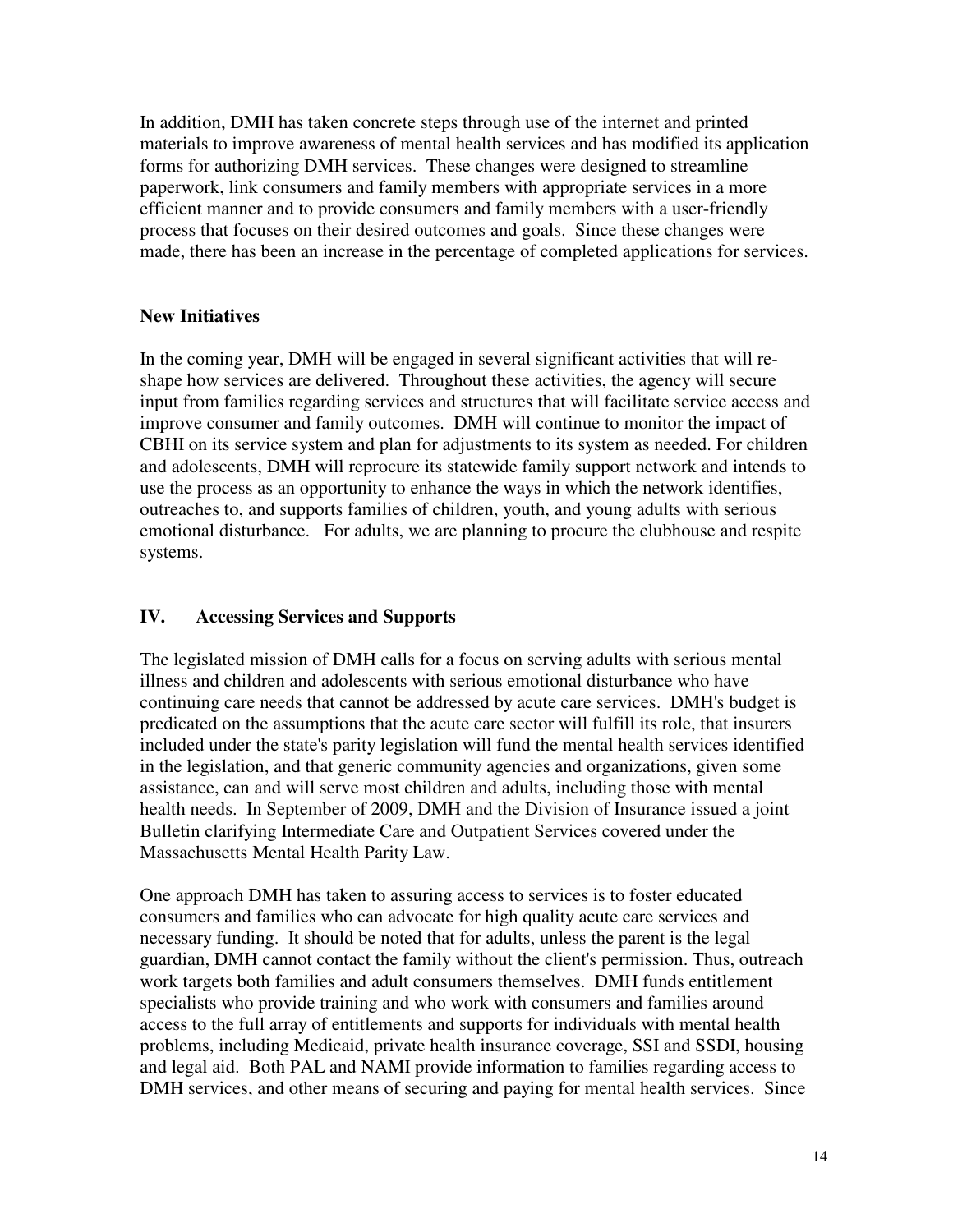In addition, DMH has taken concrete steps through use of the internet and printed materials to improve awareness of mental health services and has modified its application forms for authorizing DMH services. These changes were designed to streamline paperwork, link consumers and family members with appropriate services in a more efficient manner and to provide consumers and family members with a user-friendly process that focuses on their desired outcomes and goals. Since these changes were made, there has been an increase in the percentage of completed applications for services.

### New Initiatives

In the coming year, DMH will be engaged in several significant activities that will re-shape how services are delivered. Throughout these activities, the agency will secure input from families regarding services and structures that will facilitate service access and improve consumer and family outcomes. DMH will continue to monitor the impact of CBHI on its service system and plan for adjustments to its system as needed. For children and adolescents, DMH will reprocure its statewide family support network and intends to use the process as an opportunity to enhance the ways in which the network identifies, outreaches to, and supports families of children, youth, and young adults with serious emotional disturbance. For adults, we are planning to procure the clubhouse and respite systems.

## IV. Accessing Services and Supports

The legislated mission of DMH calls for a focus on serving adults with serious mental illness and children and adolescents with serious emotional disturbance who have continuing care needs that cannot be addressed by acute care services. DMH's budget is predicated on the assumptions that the acute care sector will fulfill its role, that insurers included under the state's parity legislation will fund the mental health services identified in the legislation, and that generic community agencies and organizations, given some assistance, can and will serve most children and adults, including those with mental health needs. In September of 2009, DMH and the Division of Insurance issued a joint Bulletin clarifying Intermediate Care and Outpatient Services covered under the Massachusetts Mental Health Parity Law.

One approach DMH has taken to assuring access to services is to foster educated consumers and families who can advocate for high quality acute care services and necessary funding. It should be noted that for adults, unless the parent is the legal guardian, DMH cannot contact the family without the client's permission. Thus, outreach work targets both families and adult consumers themselves. DMH funds entitlement specialists who provide training and who work with consumers and families around access to the full array of entitlements and supports for individuals with mental health problems, including Medicaid, private health insurance coverage, SSI and SSDI, housing and legal aid. Both PAL and NAMI provide information to families regarding access to DMH services, and other means of securing and paying for mental health services. Since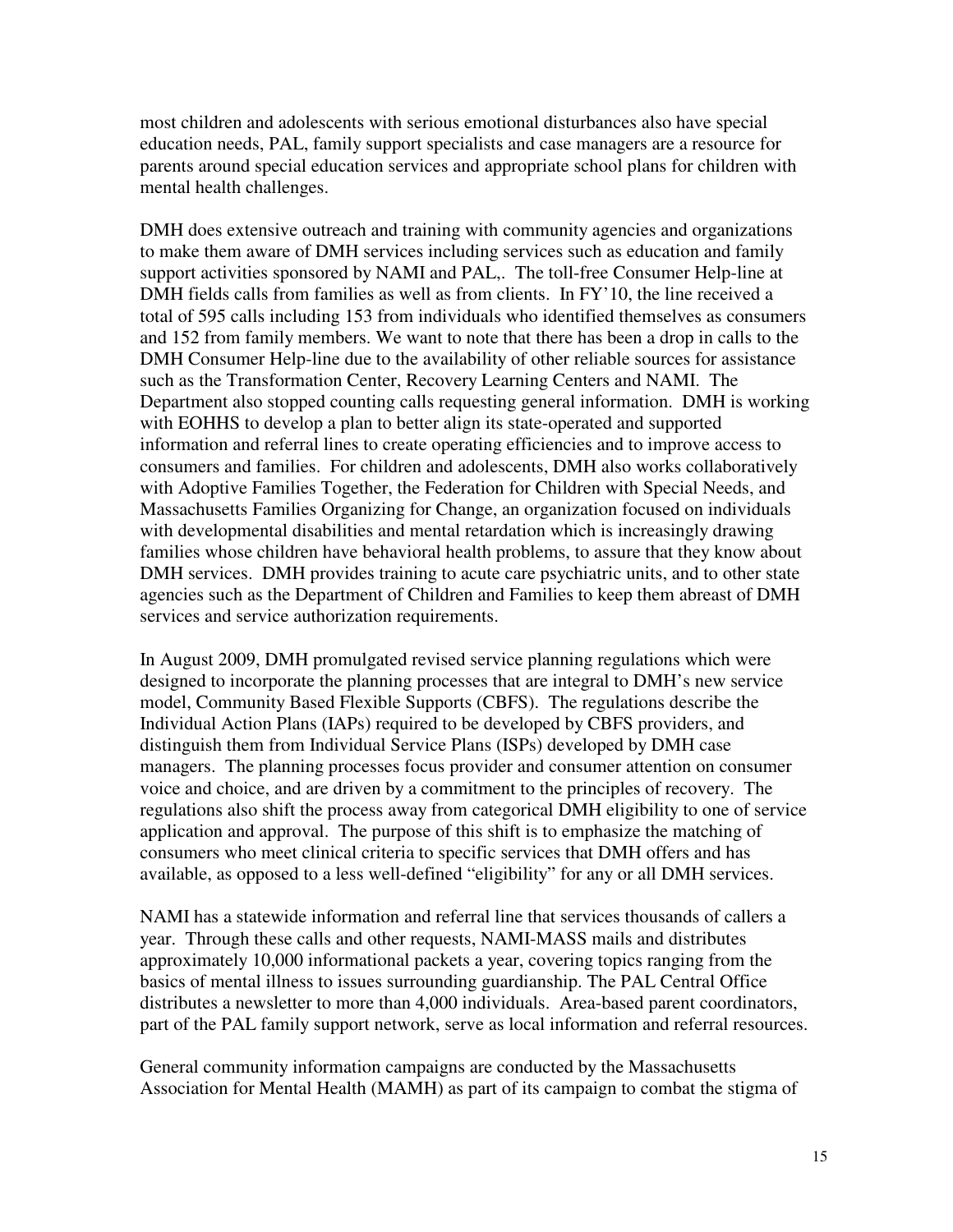most children and adolescents with serious emotional disturbances also have special education needs, PAL, family support specialists and case managers are a resource for parents around special education services and appropriate school plans for children with mental health challenges.

DMH does extensive outreach and training with community agencies and organizations to make them aware of DMH services including services such as education and family support activities sponsored by NAMI and PAL,. The toll-free Consumer Help-line at DMH fields calls from families as well as from clients. In FY'10, the line received a total of 595 calls including 153 from individuals who identified themselves as consumers and 152 from family members. We want to note that there has been a drop in calls to the DMH Consumer Help-line due to the availability of other reliable sources for assistance such as the Transformation Center, Recovery Learning Centers and NAMI. The Department also stopped counting calls requesting general information. DMH is working with EOHHS to develop a plan to better align its state-operated and supported information and referral lines to create operating efficiencies and to improve access to consumers and families. For children and adolescents, DMH also works collaboratively with Adoptive Families Together, the Federation for Children with Special Needs, and Massachusetts Families Organizing for Change, an organization focused on individuals with developmental disabilities and mental retardation which is increasingly drawing families whose children have behavioral health problems, to assure that they know about DMH services. DMH provides training to acute care psychiatric units, and to other state agencies such as the Department of Children and Families to keep them abreast of DMH services and service authorization requirements.

In August 2009, DMH promulgated revised service planning regulations which were designed to incorporate the planning processes that are integral to DMH's new service model, Community Based Flexible Supports (CBFS). The regulations describe the Individual Action Plans (IAPs) required to be developed by CBFS providers, and distinguish them from Individual Service Plans (ISPs) developed by DMH case managers. The planning processes focus provider and consumer attention on consumer voice and choice, and are driven by a commitment to the principles of recovery. The regulations also shift the process away from categorical DMH eligibility to one of service application and approval. The purpose of this shift is to emphasize the matching of consumers who meet clinical criteria to specific services that DMH offers and has available, as opposed to a less well-defined "eligibility" for any or all DMH services.

NAMI has a statewide information and referral line that services thousands of callers a year. Through these calls and other requests, NAMI-MASS mails and distributes approximately 10,000 informational packets a year, covering topics ranging from the basics of mental illness to issues surrounding guardianship. The PAL Central Office distributes a newsletter to more than 4,000 individuals. Area-based parent coordinators, part of the PAL family support network, serve as local information and referral resources.

General community information campaigns are conducted by the Massachusetts Association for Mental Health (MAMH) as part of its campaign to combat the stigma of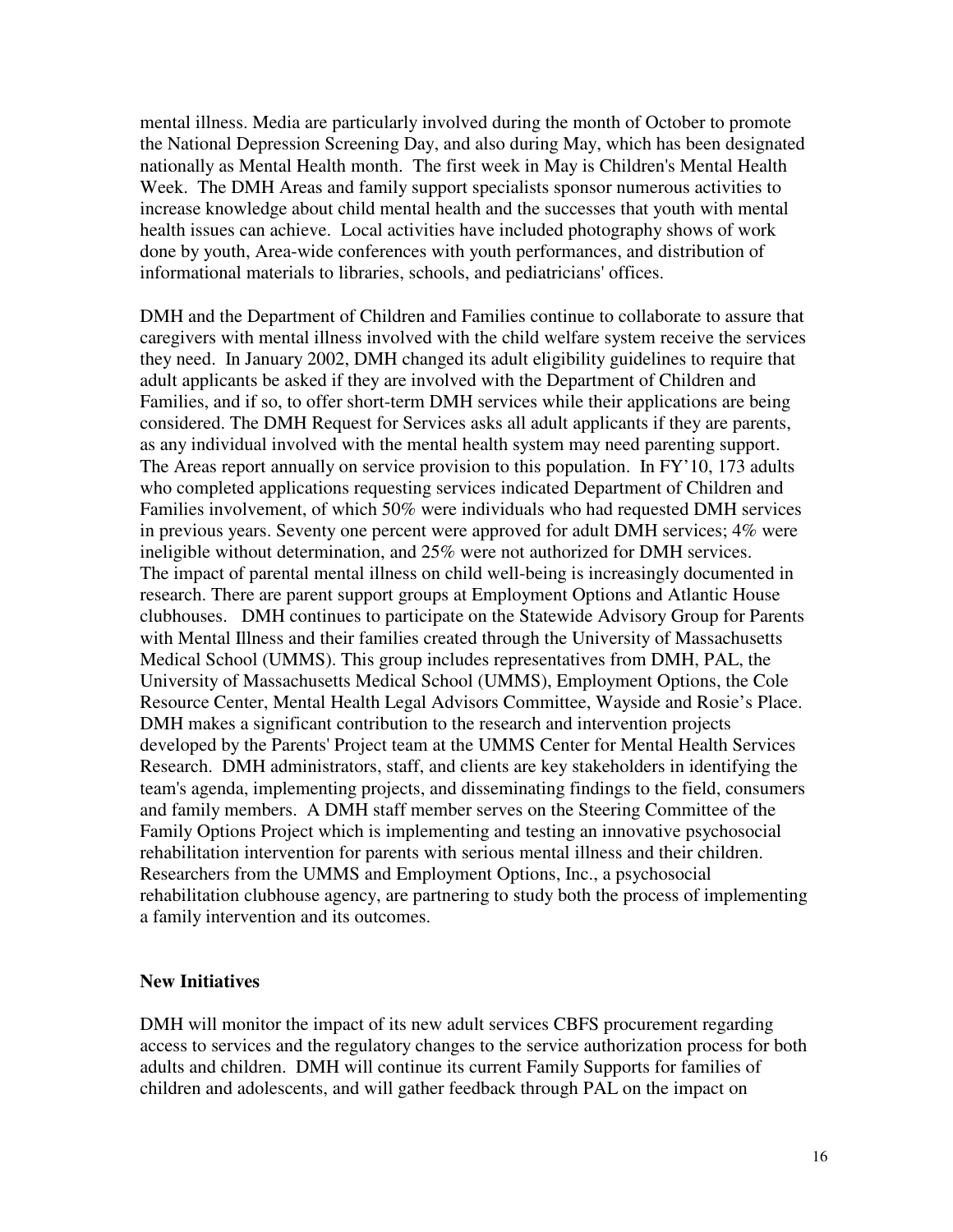mental illness. Media are particularly involved during the month of October to promote the National Depression Screening Day, and also during May, which has been designated nationally as Mental Health month. The first week in May is Children's Mental Health Week. The DMH Areas and family support specialists sponsor numerous activities to increase knowledge about child mental health and the successes that youth with mental health issues can achieve. Local activities have included photography shows of work done by youth, Area-wide conferences with youth performances, and distribution of informational materials to libraries, schools, and pediatricians' offices.

DMH and the Department of Children and Families continue to collaborate to assure that caregivers with mental illness involved with the child welfare system receive the services they need. In January 2002, DMH changed its adult eligibility guidelines to require that adult applicants be asked if they are involved with the Department of Children and Families, and if so, to offer short-term DMH services while their applications are being considered. The DMH Request for Services asks all adult applicants if they are parents, as any individual involved with the mental health system may need parenting support. The Areas report annually on service provision to this population. In FY'10, 173 adults who completed applications requesting services indicated Department of Children and Families involvement, of which 50% were individuals who had requested DMH services in previous years. Seventy one percent were approved for adult DMH services; 4% were ineligible without determination, and 25% were not authorized for DMH services.
The impact of parental mental illness on child well-being is increasingly documented in research. There are parent support groups at Employment Options and Atlantic House clubhouses. DMH continues to participate on the Statewide Advisory Group for Parents with Mental Illness and their families created through the University of Massachusetts Medical School (UMMS). This group includes representatives from DMH, PAL, the University of Massachusetts Medical School (UMMS), Employment Options, the Cole Resource Center, Mental Health Legal Advisors Committee, Wayside and Rosie's Place. DMH makes a significant contribution to the research and intervention projects developed by the Parents' Project team at the UMMS Center for Mental Health Services Research. DMH administrators, staff, and clients are key stakeholders in identifying the team's agenda, implementing projects, and disseminating findings to the field, consumers and family members. A DMH staff member serves on the Steering Committee of the Family Options Project which is implementing and testing an innovative psychosocial rehabilitation intervention for parents with serious mental illness and their children. Researchers from the UMMS and Employment Options, Inc., a psychosocial rehabilitation clubhouse agency, are partnering to study both the process of implementing a family intervention and its outcomes.

**New Initiatives**

DMH will monitor the impact of its new adult services CBFS procurement regarding access to services and the regulatory changes to the service authorization process for both adults and children. DMH will continue its current Family Supports for families of children and adolescents, and will gather feedback through PAL on the impact on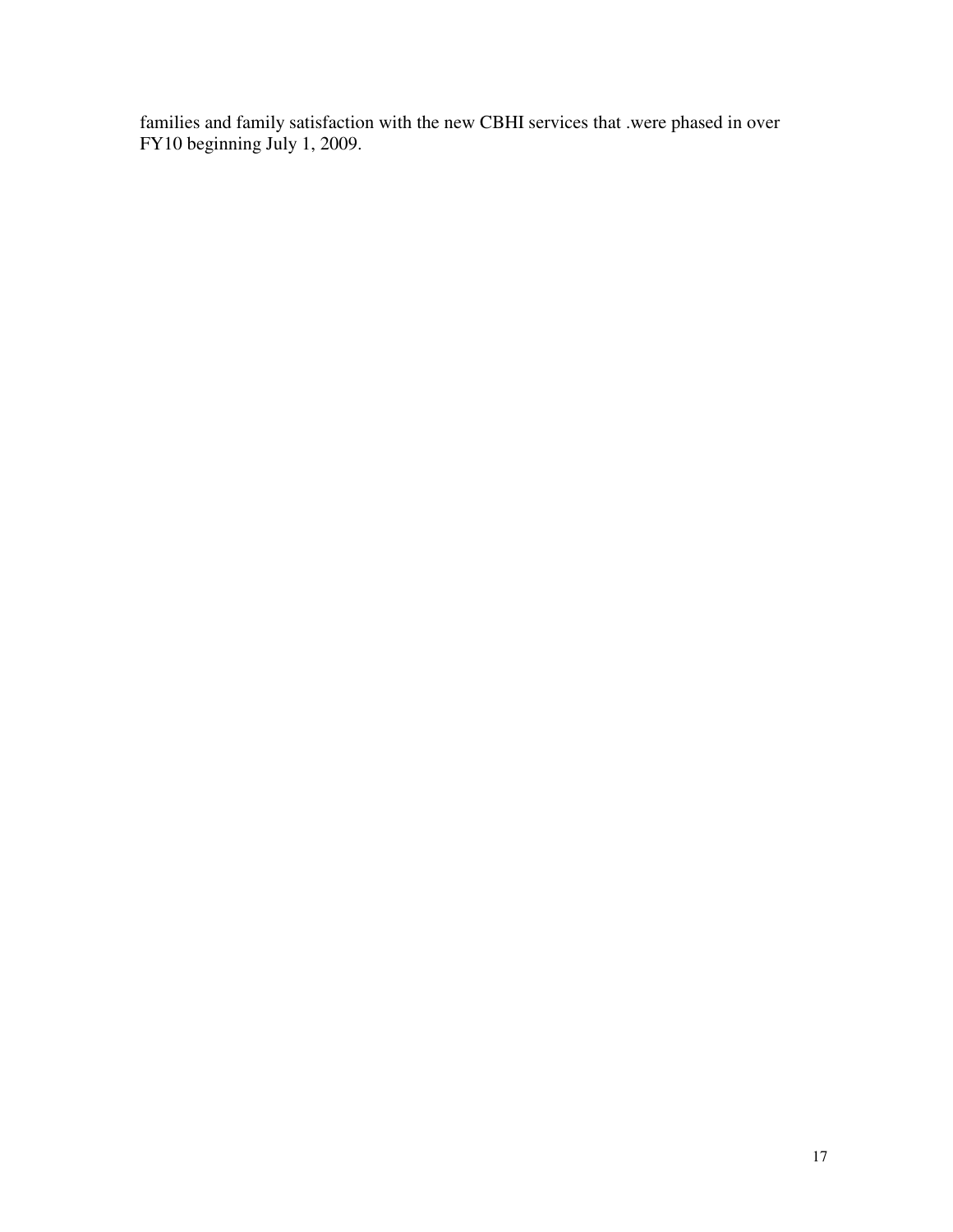families and family satisfaction with the new CBHI services that .were phased in over FY10 beginning July 1, 2009.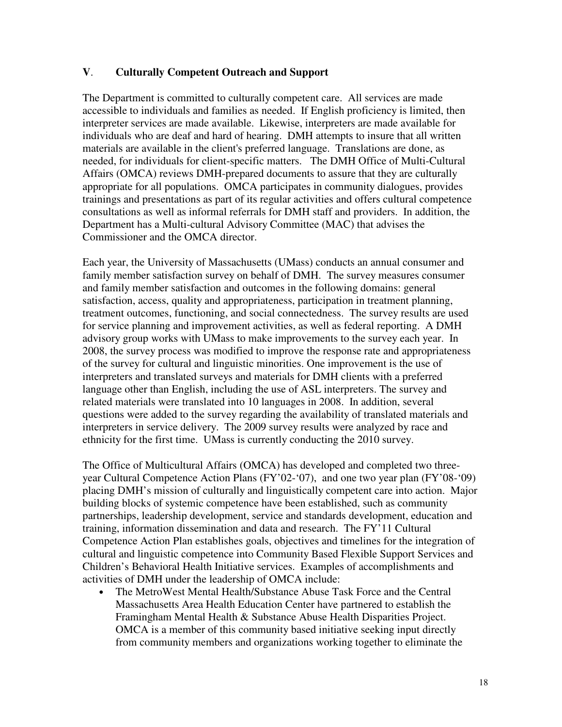## V. Culturally Competent Outreach and Support

The Department is committed to culturally competent care. All services are made accessible to individuals and families as needed. If English proficiency is limited, then interpreter services are made available. Likewise, interpreters are made available for individuals who are deaf and hard of hearing. DMH attempts to insure that all written materials are available in the client's preferred language. Translations are done, as needed, for individuals for client-specific matters. The DMH Office of Multi-Cultural Affairs (OMCA) reviews DMH-prepared documents to assure that they are culturally appropriate for all populations. OMCA participates in community dialogues, provides trainings and presentations as part of its regular activities and offers cultural competence consultations as well as informal referrals for DMH staff and providers. In addition, the Department has a Multi-cultural Advisory Committee (MAC) that advises the Commissioner and the OMCA director.

Each year, the University of Massachusetts (UMass) conducts an annual consumer and family member satisfaction survey on behalf of DMH. The survey measures consumer and family member satisfaction and outcomes in the following domains: general satisfaction, access, quality and appropriateness, participation in treatment planning, treatment outcomes, functioning, and social connectedness. The survey results are used for service planning and improvement activities, as well as federal reporting. A DMH advisory group works with UMass to make improvements to the survey each year. In 2008, the survey process was modified to improve the response rate and appropriateness of the survey for cultural and linguistic minorities. One improvement is the use of interpreters and translated surveys and materials for DMH clients with a preferred language other than English, including the use of ASL interpreters. The survey and related materials were translated into 10 languages in 2008. In addition, several questions were added to the survey regarding the availability of translated materials and interpreters in service delivery. The 2009 survey results were analyzed by race and ethnicity for the first time. UMass is currently conducting the 2010 survey.

The Office of Multicultural Affairs (OMCA) has developed and completed two three-year Cultural Competence Action Plans (FY'02-'07), and one two year plan (FY'08-'09) placing DMH's mission of culturally and linguistically competent care into action. Major building blocks of systemic competence have been established, such as community partnerships, leadership development, service and standards development, education and training, information dissemination and data and research. The FY'11 Cultural Competence Action Plan establishes goals, objectives and timelines for the integration of cultural and linguistic competence into Community Based Flexible Support Services and Children's Behavioral Health Initiative services. Examples of accomplishments and activities of DMH under the leadership of OMCA include:

- The MetroWest Mental Health/Substance Abuse Task Force and the Central Massachusetts Area Health Education Center have partnered to establish the Framingham Mental Health & Substance Abuse Health Disparities Project. OMCA is a member of this community based initiative seeking input directly from community members and organizations working together to eliminate the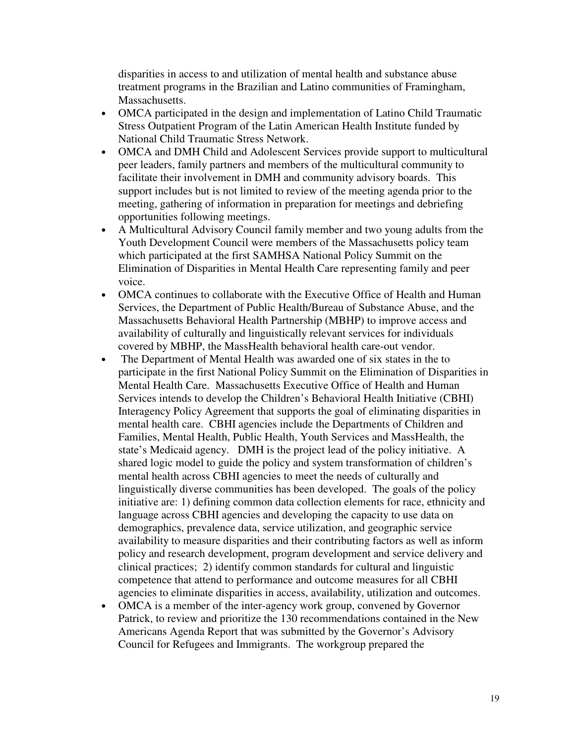disparities in access to and utilization of mental health and substance abuse treatment programs in the Brazilian and Latino communities of Framingham, Massachusetts.

- OMCA participated in the design and implementation of Latino Child Traumatic Stress Outpatient Program of the Latin American Health Institute funded by National Child Traumatic Stress Network.
- OMCA and DMH Child and Adolescent Services provide support to multicultural peer leaders, family partners and members of the multicultural community to facilitate their involvement in DMH and community advisory boards. This support includes but is not limited to review of the meeting agenda prior to the meeting, gathering of information in preparation for meetings and debriefing opportunities following meetings.
- A Multicultural Advisory Council family member and two young adults from the Youth Development Council were members of the Massachusetts policy team which participated at the first SAMHSA National Policy Summit on the Elimination of Disparities in Mental Health Care representing family and peer voice.
- OMCA continues to collaborate with the Executive Office of Health and Human Services, the Department of Public Health/Bureau of Substance Abuse, and the Massachusetts Behavioral Health Partnership (MBHP) to improve access and availability of culturally and linguistically relevant services for individuals covered by MBHP, the MassHealth behavioral health care-out vendor.
- The Department of Mental Health was awarded one of six states in the to participate in the first National Policy Summit on the Elimination of Disparities in Mental Health Care. Massachusetts Executive Office of Health and Human Services intends to develop the Children's Behavioral Health Initiative (CBHI) Interagency Policy Agreement that supports the goal of eliminating disparities in mental health care. CBHI agencies include the Departments of Children and Families, Mental Health, Public Health, Youth Services and MassHealth, the state's Medicaid agency. DMH is the project lead of the policy initiative. A shared logic model to guide the policy and system transformation of children's mental health across CBHI agencies to meet the needs of culturally and linguistically diverse communities has been developed. The goals of the policy initiative are: 1) defining common data collection elements for race, ethnicity and language across CBHI agencies and developing the capacity to use data on demographics, prevalence data, service utilization, and geographic service availability to measure disparities and their contributing factors as well as inform policy and research development, program development and service delivery and clinical practices; 2) identify common standards for cultural and linguistic competence that attend to performance and outcome measures for all CBHI agencies to eliminate disparities in access, availability, utilization and outcomes.
- OMCA is a member of the inter-agency work group, convened by Governor Patrick, to review and prioritize the 130 recommendations contained in the New Americans Agenda Report that was submitted by the Governor's Advisory Council for Refugees and Immigrants. The workgroup prepared the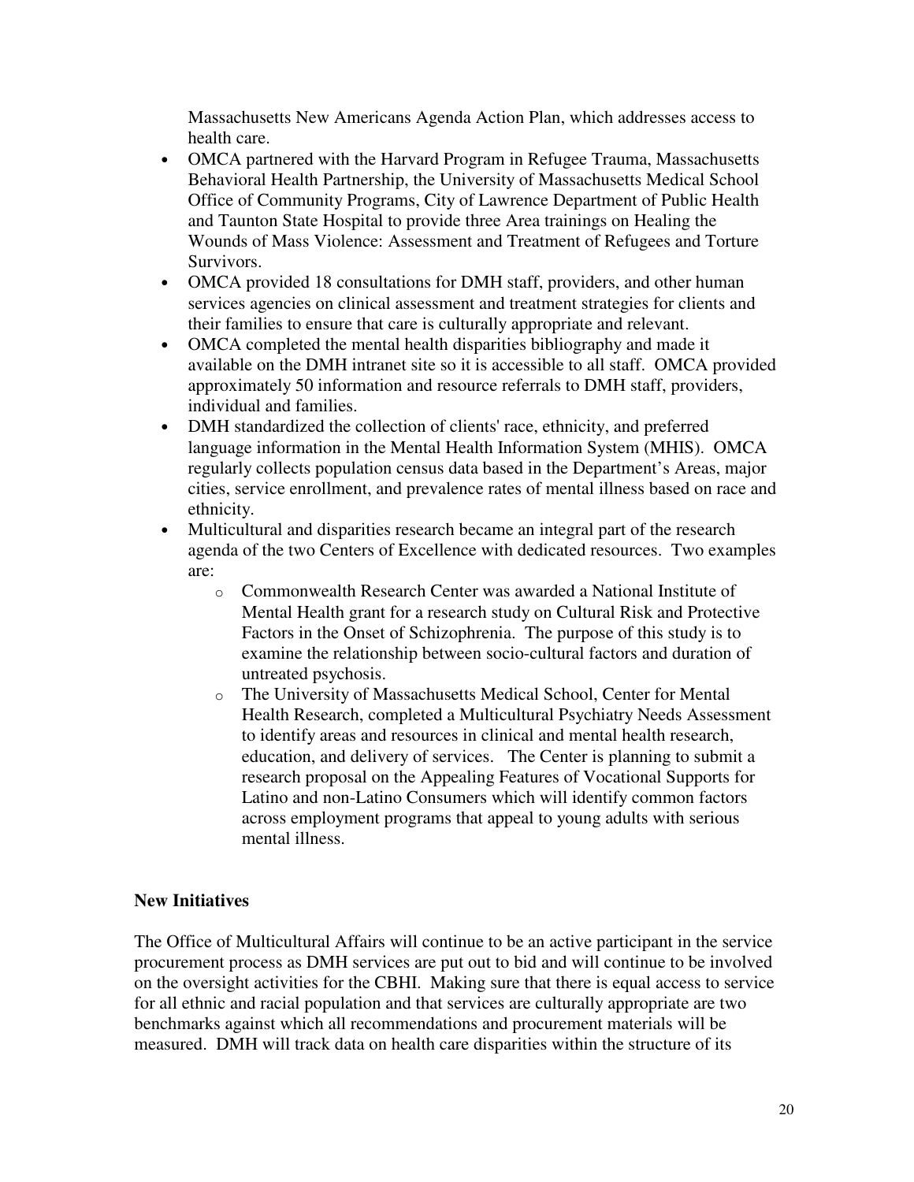Massachusetts New Americans Agenda Action Plan, which addresses access to health care.

- OMCA partnered with the Harvard Program in Refugee Trauma, Massachusetts Behavioral Health Partnership, the University of Massachusetts Medical School Office of Community Programs, City of Lawrence Department of Public Health and Taunton State Hospital to provide three Area trainings on Healing the Wounds of Mass Violence: Assessment and Treatment of Refugees and Torture Survivors.
- OMCA provided 18 consultations for DMH staff, providers, and other human services agencies on clinical assessment and treatment strategies for clients and their families to ensure that care is culturally appropriate and relevant.
- OMCA completed the mental health disparities bibliography and made it available on the DMH intranet site so it is accessible to all staff. OMCA provided approximately 50 information and resource referrals to DMH staff, providers, individual and families.
- DMH standardized the collection of clients' race, ethnicity, and preferred language information in the Mental Health Information System (MHIS). OMCA regularly collects population census data based in the Department's Areas, major cities, service enrollment, and prevalence rates of mental illness based on race and ethnicity.
- Multicultural and disparities research became an integral part of the research agenda of the two Centers of Excellence with dedicated resources. Two examples are:
    - Commonwealth Research Center was awarded a National Institute of Mental Health grant for a research study on Cultural Risk and Protective Factors in the Onset of Schizophrenia. The purpose of this study is to examine the relationship between socio-cultural factors and duration of untreated psychosis.
    - The University of Massachusetts Medical School, Center for Mental Health Research, completed a Multicultural Psychiatry Needs Assessment to identify areas and resources in clinical and mental health research, education, and delivery of services. The Center is planning to submit a research proposal on the Appealing Features of Vocational Supports for Latino and non-Latino Consumers which will identify common factors across employment programs that appeal to young adults with serious mental illness.

**New Initiatives**

The Office of Multicultural Affairs will continue to be an active participant in the service procurement process as DMH services are put out to bid and will continue to be involved on the oversight activities for the CBHI. Making sure that there is equal access to service for all ethnic and racial population and that services are culturally appropriate are two benchmarks against which all recommendations and procurement materials will be measured. DMH will track data on health care disparities within the structure of its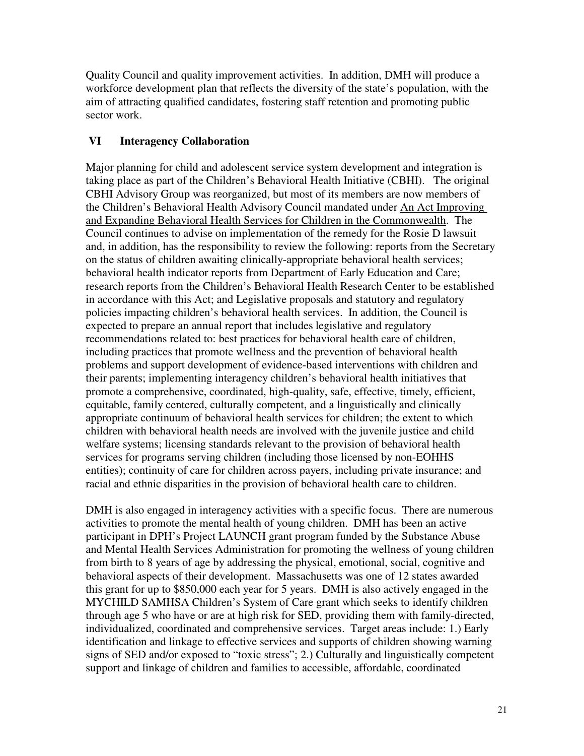Quality Council and quality improvement activities. In addition, DMH will produce a workforce development plan that reflects the diversity of the state's population, with the aim of attracting qualified candidates, fostering staff retention and promoting public sector work.

## VI Interagency Collaboration

Major planning for child and adolescent service system development and integration is taking place as part of the Children's Behavioral Health Initiative (CBHI). The original CBHI Advisory Group was reorganized, but most of its members are now members of the Children's Behavioral Health Advisory Council mandated under An Act Improving and Expanding Behavioral Health Services for Children in the Commonwealth. The Council continues to advise on implementation of the remedy for the Rosie D lawsuit and, in addition, has the responsibility to review the following: reports from the Secretary on the status of children awaiting clinically-appropriate behavioral health services; behavioral health indicator reports from Department of Early Education and Care; research reports from the Children's Behavioral Health Research Center to be established in accordance with this Act; and Legislative proposals and statutory and regulatory policies impacting children's behavioral health services. In addition, the Council is expected to prepare an annual report that includes legislative and regulatory recommendations related to: best practices for behavioral health care of children, including practices that promote wellness and the prevention of behavioral health problems and support development of evidence-based interventions with children and their parents; implementing interagency children's behavioral health initiatives that promote a comprehensive, coordinated, high-quality, safe, effective, timely, efficient, equitable, family centered, culturally competent, and a linguistically and clinically appropriate continuum of behavioral health services for children; the extent to which children with behavioral health needs are involved with the juvenile justice and child welfare systems; licensing standards relevant to the provision of behavioral health services for programs serving children (including those licensed by non-EOHHS entities); continuity of care for children across payers, including private insurance; and racial and ethnic disparities in the provision of behavioral health care to children.

DMH is also engaged in interagency activities with a specific focus. There are numerous activities to promote the mental health of young children. DMH has been an active participant in DPH's Project LAUNCH grant program funded by the Substance Abuse and Mental Health Services Administration for promoting the wellness of young children from birth to 8 years of age by addressing the physical, emotional, social, cognitive and behavioral aspects of their development. Massachusetts was one of 12 states awarded this grant for up to $850,000 each year for 5 years. DMH is also actively engaged in the MYCHILD SAMHSA Children's System of Care grant which seeks to identify children through age 5 who have or are at high risk for SED, providing them with family-directed, individualized, coordinated and comprehensive services. Target areas include: 1.) Early identification and linkage to effective services and supports of children showing warning signs of SED and/or exposed to "toxic stress"; 2.) Culturally and linguistically competent support and linkage of children and families to accessible, affordable, coordinated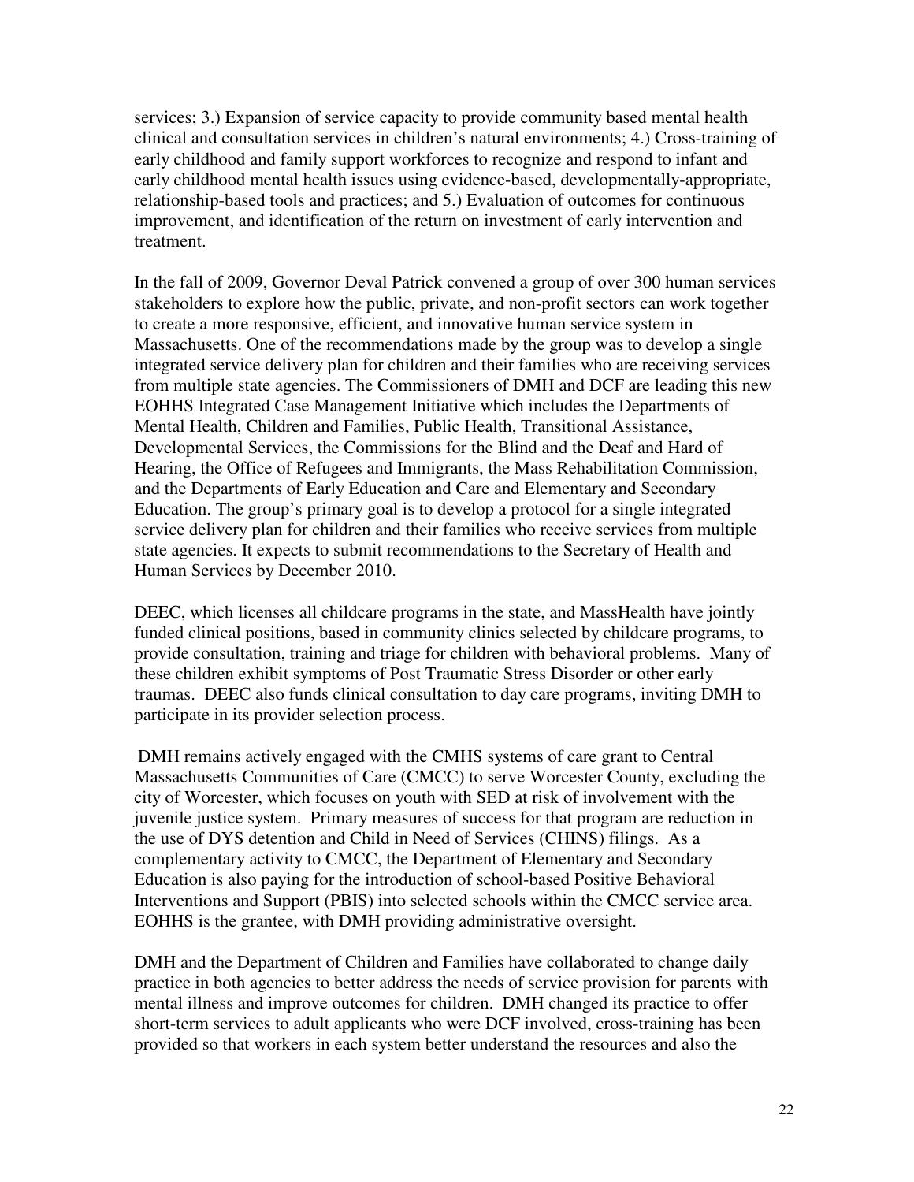services; 3.) Expansion of service capacity to provide community based mental health clinical and consultation services in children's natural environments; 4.) Cross-training of early childhood and family support workforces to recognize and respond to infant and early childhood mental health issues using evidence-based, developmentally-appropriate, relationship-based tools and practices; and 5.) Evaluation of outcomes for continuous improvement, and identification of the return on investment of early intervention and treatment.

In the fall of 2009, Governor Deval Patrick convened a group of over 300 human services stakeholders to explore how the public, private, and non-profit sectors can work together to create a more responsive, efficient, and innovative human service system in Massachusetts. One of the recommendations made by the group was to develop a single integrated service delivery plan for children and their families who are receiving services from multiple state agencies. The Commissioners of DMH and DCF are leading this new EOHHS Integrated Case Management Initiative which includes the Departments of Mental Health, Children and Families, Public Health, Transitional Assistance, Developmental Services, the Commissions for the Blind and the Deaf and Hard of Hearing, the Office of Refugees and Immigrants, the Mass Rehabilitation Commission, and the Departments of Early Education and Care and Elementary and Secondary Education. The group's primary goal is to develop a protocol for a single integrated service delivery plan for children and their families who receive services from multiple state agencies. It expects to submit recommendations to the Secretary of Health and Human Services by December 2010.

DEEC, which licenses all childcare programs in the state, and MassHealth have jointly funded clinical positions, based in community clinics selected by childcare programs, to provide consultation, training and triage for children with behavioral problems. Many of these children exhibit symptoms of Post Traumatic Stress Disorder or other early traumas. DEEC also funds clinical consultation to day care programs, inviting DMH to participate in its provider selection process.

DMH remains actively engaged with the CMHS systems of care grant to Central Massachusetts Communities of Care (CMCC) to serve Worcester County, excluding the city of Worcester, which focuses on youth with SED at risk of involvement with the juvenile justice system. Primary measures of success for that program are reduction in the use of DYS detention and Child in Need of Services (CHINS) filings. As a complementary activity to CMCC, the Department of Elementary and Secondary Education is also paying for the introduction of school-based Positive Behavioral Interventions and Support (PBIS) into selected schools within the CMCC service area. EOHHS is the grantee, with DMH providing administrative oversight.

DMH and the Department of Children and Families have collaborated to change daily practice in both agencies to better address the needs of service provision for parents with mental illness and improve outcomes for children. DMH changed its practice to offer short-term services to adult applicants who were DCF involved, cross-training has been provided so that workers in each system better understand the resources and also the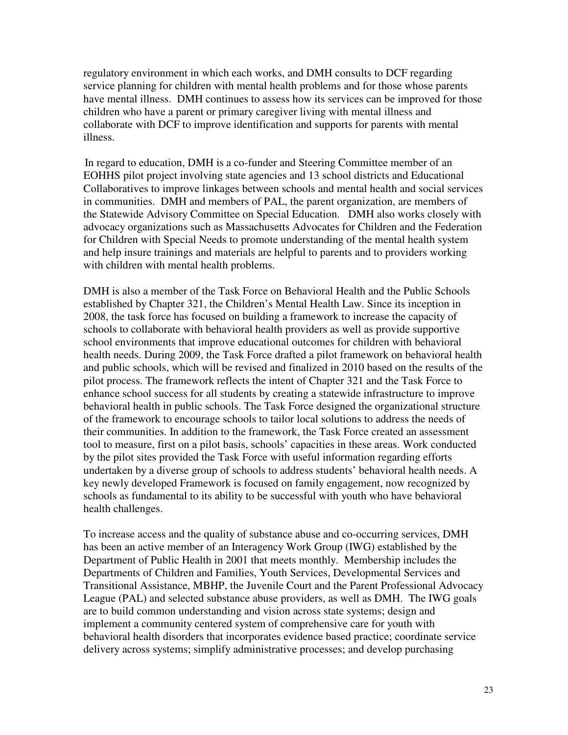regulatory environment in which each works, and DMH consults to DCF regarding service planning for children with mental health problems and for those whose parents have mental illness. DMH continues to assess how its services can be improved for those children who have a parent or primary caregiver living with mental illness and collaborate with DCF to improve identification and supports for parents with mental illness.

In regard to education, DMH is a co-funder and Steering Committee member of an EOHHS pilot project involving state agencies and 13 school districts and Educational Collaboratives to improve linkages between schools and mental health and social services in communities. DMH and members of PAL, the parent organization, are members of the Statewide Advisory Committee on Special Education. DMH also works closely with advocacy organizations such as Massachusetts Advocates for Children and the Federation for Children with Special Needs to promote understanding of the mental health system and help insure trainings and materials are helpful to parents and to providers working with children with mental health problems.

DMH is also a member of the Task Force on Behavioral Health and the Public Schools established by Chapter 321, the Children's Mental Health Law. Since its inception in 2008, the task force has focused on building a framework to increase the capacity of schools to collaborate with behavioral health providers as well as provide supportive school environments that improve educational outcomes for children with behavioral health needs. During 2009, the Task Force drafted a pilot framework on behavioral health and public schools, which will be revised and finalized in 2010 based on the results of the pilot process. The framework reflects the intent of Chapter 321 and the Task Force to enhance school success for all students by creating a statewide infrastructure to improve behavioral health in public schools. The Task Force designed the organizational structure of the framework to encourage schools to tailor local solutions to address the needs of their communities. In addition to the framework, the Task Force created an assessment tool to measure, first on a pilot basis, schools' capacities in these areas. Work conducted by the pilot sites provided the Task Force with useful information regarding efforts undertaken by a diverse group of schools to address students' behavioral health needs. A key newly developed Framework is focused on family engagement, now recognized by schools as fundamental to its ability to be successful with youth who have behavioral health challenges.

To increase access and the quality of substance abuse and co-occurring services, DMH has been an active member of an Interagency Work Group (IWG) established by the Department of Public Health in 2001 that meets monthly. Membership includes the Departments of Children and Families, Youth Services, Developmental Services and Transitional Assistance, MBHP, the Juvenile Court and the Parent Professional Advocacy League (PAL) and selected substance abuse providers, as well as DMH. The IWG goals are to build common understanding and vision across state systems; design and implement a community centered system of comprehensive care for youth with behavioral health disorders that incorporates evidence based practice; coordinate service delivery across systems; simplify administrative processes; and develop purchasing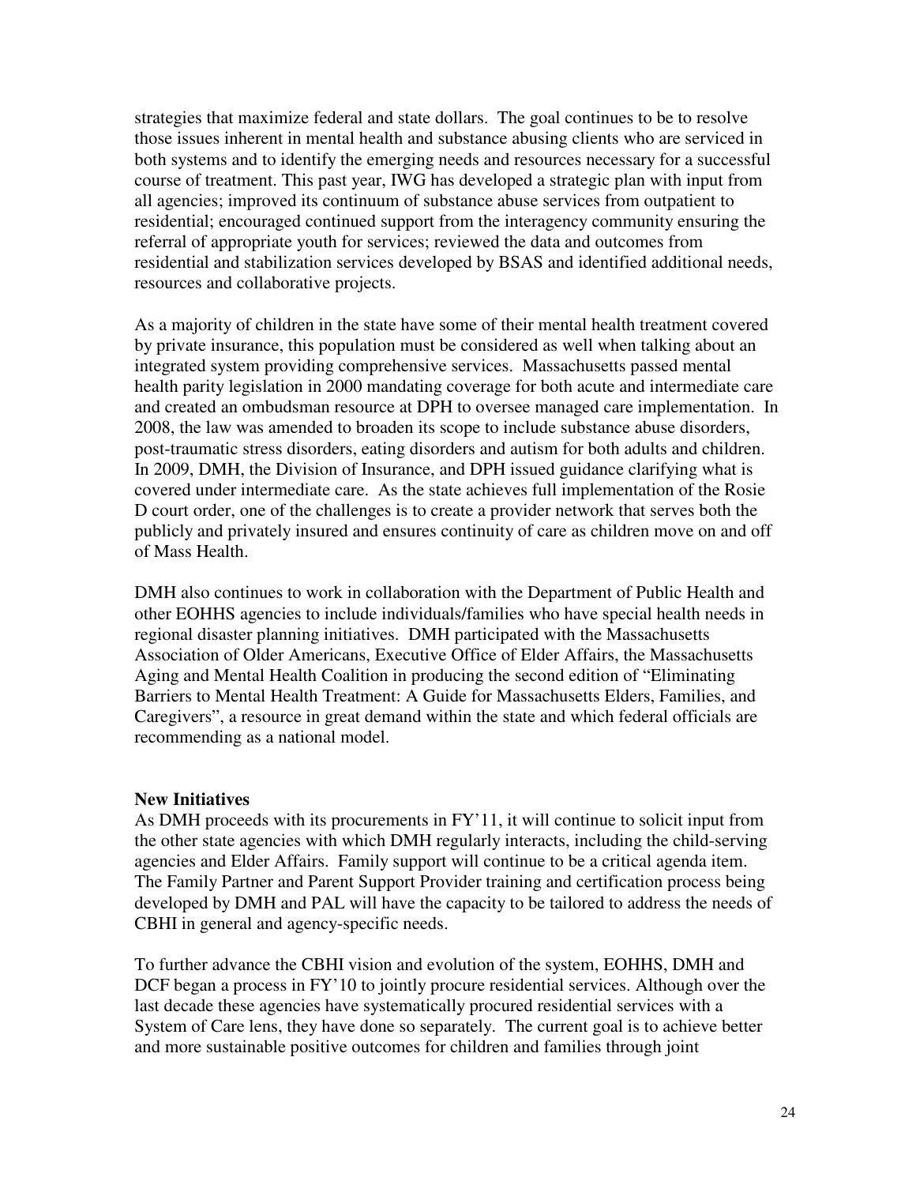strategies that maximize federal and state dollars. The goal continues to be to resolve those issues inherent in mental health and substance abusing clients who are serviced in both systems and to identify the emerging needs and resources necessary for a successful course of treatment. This past year, IWG has developed a strategic plan with input from all agencies; improved its continuum of substance abuse services from outpatient to residential; encouraged continued support from the interagency community ensuring the referral of appropriate youth for services; reviewed the data and outcomes from residential and stabilization services developed by BSAS and identified additional needs, resources and collaborative projects.

As a majority of children in the state have some of their mental health treatment covered by private insurance, this population must be considered as well when talking about an integrated system providing comprehensive services. Massachusetts passed mental health parity legislation in 2000 mandating coverage for both acute and intermediate care and created an ombudsman resource at DPH to oversee managed care implementation. In 2008, the law was amended to broaden its scope to include substance abuse disorders, post-traumatic stress disorders, eating disorders and autism for both adults and children. In 2009, DMH, the Division of Insurance, and DPH issued guidance clarifying what is covered under intermediate care. As the state achieves full implementation of the Rosie D court order, one of the challenges is to create a provider network that serves both the publicly and privately insured and ensures continuity of care as children move on and off of Mass Health.

DMH also continues to work in collaboration with the Department of Public Health and other EOHHS agencies to include individuals/families who have special health needs in regional disaster planning initiatives. DMH participated with the Massachusetts Association of Older Americans, Executive Office of Elder Affairs, the Massachusetts Aging and Mental Health Coalition in producing the second edition of "Eliminating Barriers to Mental Health Treatment: A Guide for Massachusetts Elders, Families, and Caregivers", a resource in great demand within the state and which federal officials are recommending as a national model.

**New Initiatives**

As DMH proceeds with its procurements in FY'11, it will continue to solicit input from the other state agencies with which DMH regularly interacts, including the child-serving agencies and Elder Affairs. Family support will continue to be a critical agenda item. The Family Partner and Parent Support Provider training and certification process being developed by DMH and PAL will have the capacity to be tailored to address the needs of CBHI in general and agency-specific needs.

To further advance the CBHI vision and evolution of the system, EOHHS, DMH and DCF began a process in FY'10 to jointly procure residential services. Although over the last decade these agencies have systematically procured residential services with a System of Care lens, they have done so separately. The current goal is to achieve better and more sustainable positive outcomes for children and families through joint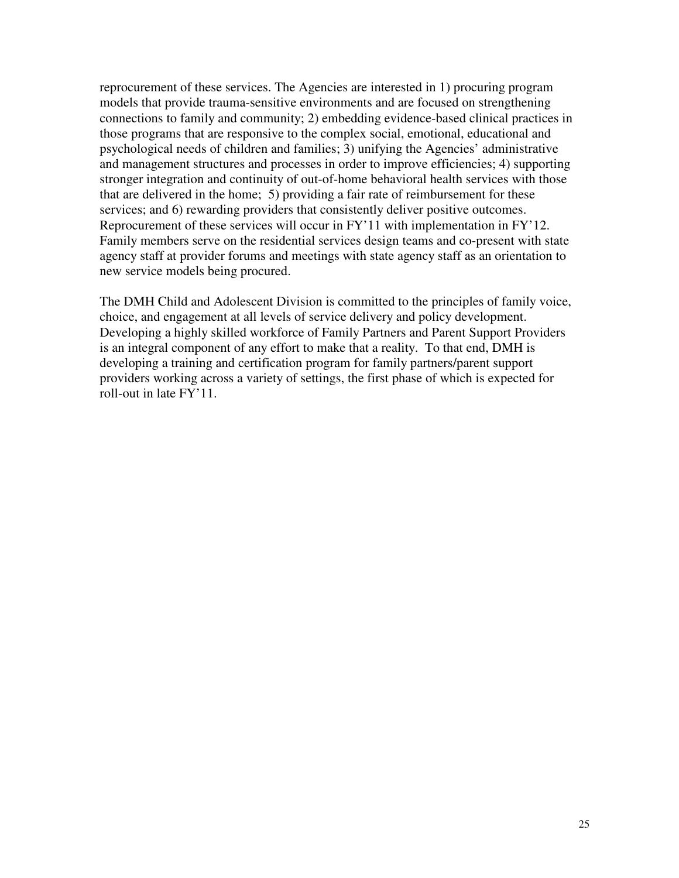reprocurement of these services. The Agencies are interested in 1) procuring program models that provide trauma-sensitive environments and are focused on strengthening connections to family and community; 2) embedding evidence-based clinical practices in those programs that are responsive to the complex social, emotional, educational and psychological needs of children and families; 3) unifying the Agencies' administrative and management structures and processes in order to improve efficiencies; 4) supporting stronger integration and continuity of out-of-home behavioral health services with those that are delivered in the home; 5) providing a fair rate of reimbursement for these services; and 6) rewarding providers that consistently deliver positive outcomes. Reprocurement of these services will occur in FY'11 with implementation in FY'12. Family members serve on the residential services design teams and co-present with state agency staff at provider forums and meetings with state agency staff as an orientation to new service models being procured.

The DMH Child and Adolescent Division is committed to the principles of family voice, choice, and engagement at all levels of service delivery and policy development. Developing a highly skilled workforce of Family Partners and Parent Support Providers is an integral component of any effort to make that a reality. To that end, DMH is developing a training and certification program for family partners/parent support providers working across a variety of settings, the first phase of which is expected for roll-out in late FY'11.